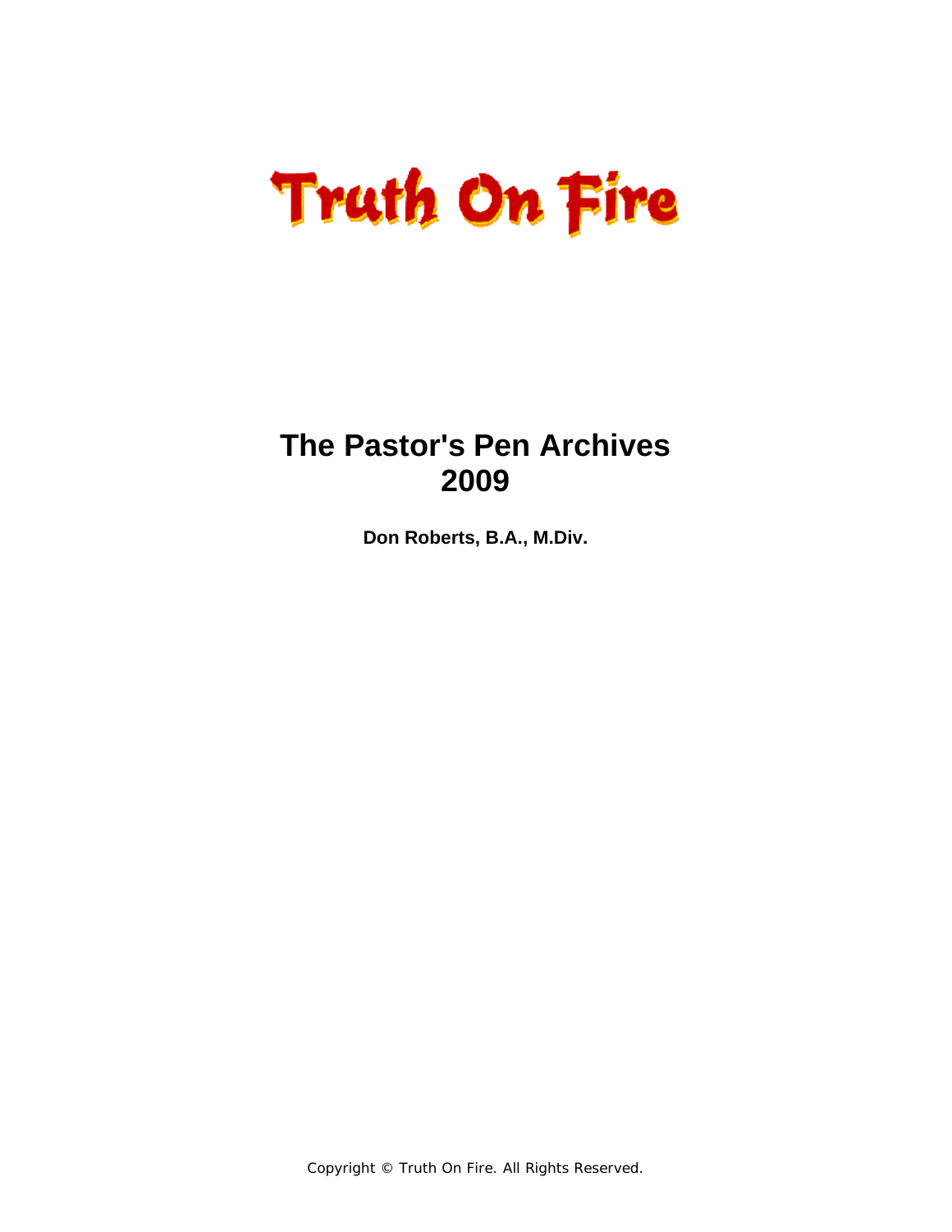# Truth On Fire

# The Pastor's Pen Archives
# 2009

**Don Roberts, B.A., M.Div.**

Copyright © Truth On Fire. All Rights Reserved.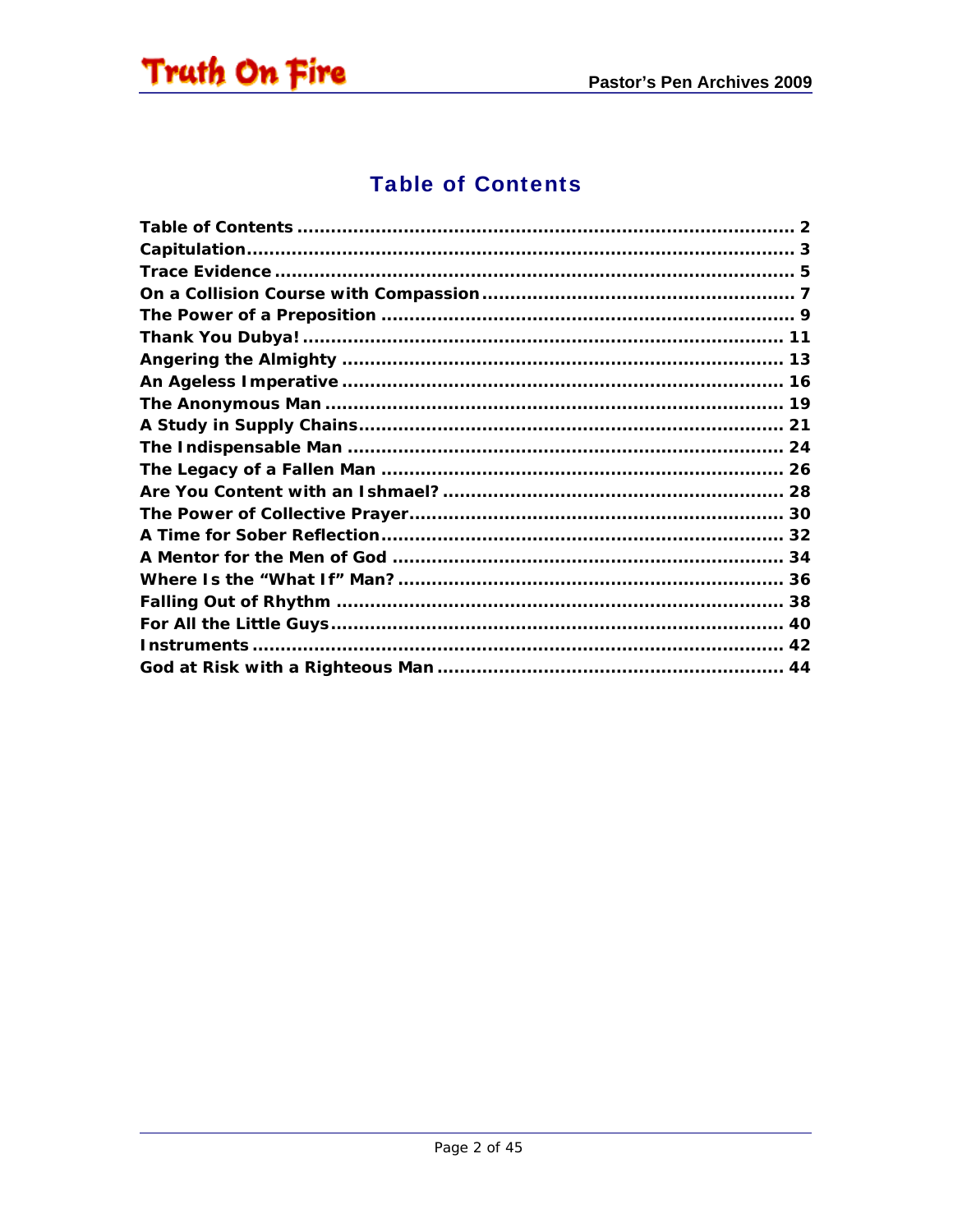## Table of Contents

Table of Contents ........................................................................................ 2
Capitulation................................................................................................ 3
Trace Evidence ........................................................................................... 5
On a Collision Course with Compassion ....................................................... 7
The Power of a Preposition ........................................................................ 9
Thank You Dubya! .................................................................................... 11
Angering the Almighty ............................................................................. 13
An Ageless Imperative ............................................................................. 16
The Anonymous Man ................................................................................ 19
A Study in Supply Chains........................................................................... 21
The Indispensable Man ............................................................................. 24
The Legacy of a Fallen Man ....................................................................... 26
Are You Content with an Ishmael? ............................................................ 28
The Power of Collective Prayer.................................................................. 30
A Time for Sober Reflection....................................................................... 32
A Mentor for the Men of God ..................................................................... 34
Where Is the "What If" Man? .................................................................... 36
Falling Out of Rhythm .............................................................................. 38
For All the Little Guys................................................................................ 40
Instruments ............................................................................................. 42
God at Risk with a Righteous Man ............................................................. 44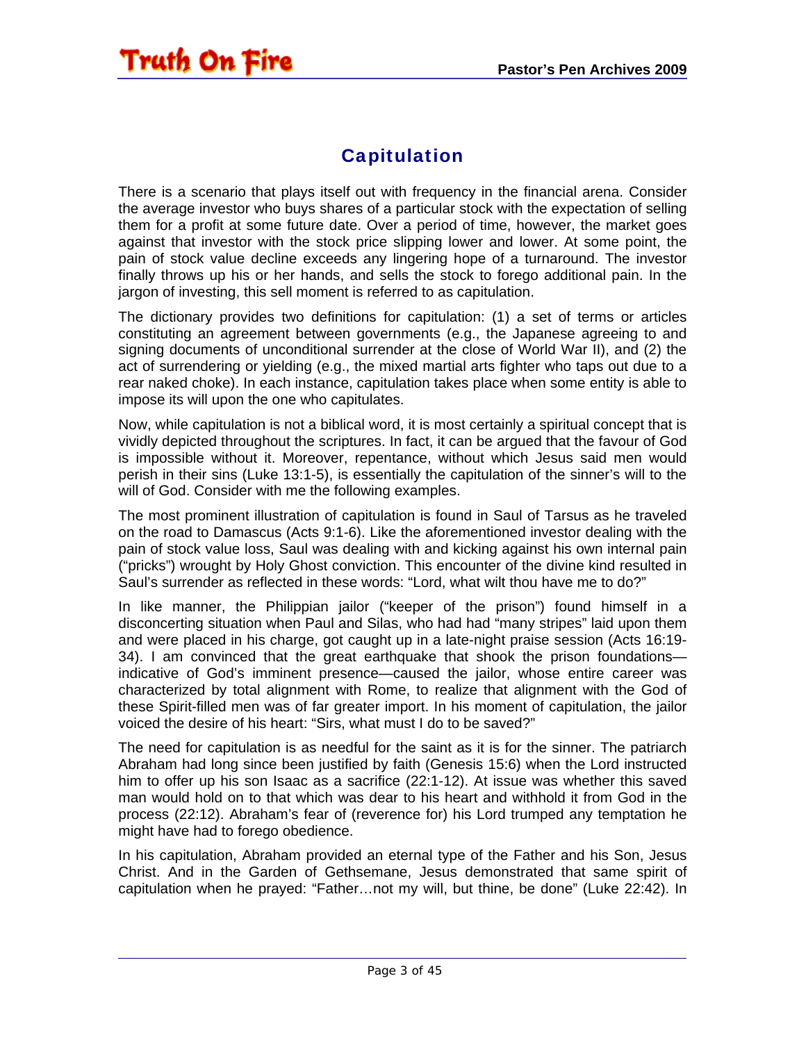# Capitulation

There is a scenario that plays itself out with frequency in the financial arena. Consider the average investor who buys shares of a particular stock with the expectation of selling them for a profit at some future date. Over a period of time, however, the market goes against that investor with the stock price slipping lower and lower. At some point, the pain of stock value decline exceeds any lingering hope of a turnaround. The investor finally throws up his or her hands, and sells the stock to forego additional pain. In the jargon of investing, this sell moment is referred to as capitulation.

The dictionary provides two definitions for capitulation: (1) a set of terms or articles constituting an agreement between governments (e.g., the Japanese agreeing to and signing documents of unconditional surrender at the close of World War II), and (2) the act of surrendering or yielding (e.g., the mixed martial arts fighter who taps out due to a rear naked choke). In each instance, capitulation takes place when some entity is able to impose its will upon the one who capitulates.

Now, while capitulation is not a biblical word, it is most certainly a spiritual concept that is vividly depicted throughout the scriptures. In fact, it can be argued that the favour of God is impossible without it. Moreover, repentance, without which Jesus said men would perish in their sins (Luke 13:1-5), is essentially the capitulation of the sinner's will to the will of God. Consider with me the following examples.

The most prominent illustration of capitulation is found in Saul of Tarsus as he traveled on the road to Damascus (Acts 9:1-6). Like the aforementioned investor dealing with the pain of stock value loss, Saul was dealing with and kicking against his own internal pain ("pricks") wrought by Holy Ghost conviction. This encounter of the divine kind resulted in Saul's surrender as reflected in these words: "Lord, what wilt thou have me to do?"

In like manner, the Philippian jailor ("keeper of the prison") found himself in a disconcerting situation when Paul and Silas, who had had "many stripes" laid upon them and were placed in his charge, got caught up in a late-night praise session (Acts 16:19-34). I am convinced that the great earthquake that shook the prison foundations—indicative of God's imminent presence—caused the jailor, whose entire career was characterized by total alignment with Rome, to realize that alignment with the God of these Spirit-filled men was of far greater import. In his moment of capitulation, the jailor voiced the desire of his heart: "Sirs, what must I do to be saved?"

The need for capitulation is as needful for the saint as it is for the sinner. The patriarch Abraham had long since been justified by faith (Genesis 15:6) when the Lord instructed him to offer up his son Isaac as a sacrifice (22:1-12). At issue was whether this saved man would hold on to that which was dear to his heart and withhold it from God in the process (22:12). Abraham's fear of (reverence for) his Lord trumped any temptation he might have had to forego obedience.

In his capitulation, Abraham provided an eternal type of the Father and his Son, Jesus Christ. And in the Garden of Gethsemane, Jesus demonstrated that same spirit of capitulation when he prayed: "Father…not my will, but thine, be done" (Luke 22:42). In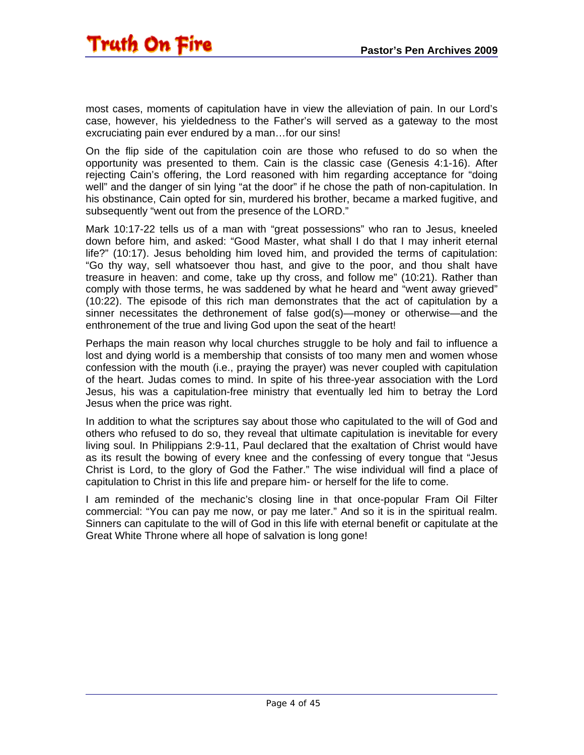most cases, moments of capitulation have in view the alleviation of pain. In our Lord's case, however, his yieldedness to the Father's will served as a gateway to the most excruciating pain ever endured by a man…for our sins!

On the flip side of the capitulation coin are those who refused to do so when the opportunity was presented to them. Cain is the classic case (Genesis 4:1-16). After rejecting Cain's offering, the Lord reasoned with him regarding acceptance for "doing well" and the danger of sin lying "at the door" if he chose the path of non-capitulation. In his obstinance, Cain opted for sin, murdered his brother, became a marked fugitive, and subsequently "went out from the presence of the LORD."

Mark 10:17-22 tells us of a man with "great possessions" who ran to Jesus, kneeled down before him, and asked: "Good Master, what shall I do that I may inherit eternal life?" (10:17). Jesus beholding him loved him, and provided the terms of capitulation: "Go thy way, sell whatsoever thou hast, and give to the poor, and thou shalt have treasure in heaven: and come, take up thy cross, and follow me" (10:21). Rather than comply with those terms, he was saddened by what he heard and "went away grieved" (10:22). The episode of this rich man demonstrates that the act of capitulation by a sinner necessitates the dethronement of false god(s)—money or otherwise—and the enthronement of the true and living God upon the seat of the heart!

Perhaps the main reason why local churches struggle to be holy and fail to influence a lost and dying world is a membership that consists of too many men and women whose confession with the mouth (i.e., praying the prayer) was never coupled with capitulation of the heart. Judas comes to mind. In spite of his three-year association with the Lord Jesus, his was a capitulation-free ministry that eventually led him to betray the Lord Jesus when the price was right.

In addition to what the scriptures say about those who capitulated to the will of God and others who refused to do so, they reveal that ultimate capitulation is inevitable for every living soul. In Philippians 2:9-11, Paul declared that the exaltation of Christ would have as its result the bowing of every knee and the confessing of every tongue that "Jesus Christ is Lord, to the glory of God the Father." The wise individual will find a place of capitulation to Christ in this life and prepare him- or herself for the life to come.

I am reminded of the mechanic's closing line in that once-popular Fram Oil Filter commercial: "You can pay me now, or pay me later." And so it is in the spiritual realm. Sinners can capitulate to the will of God in this life with eternal benefit or capitulate at the Great White Throne where all hope of salvation is long gone!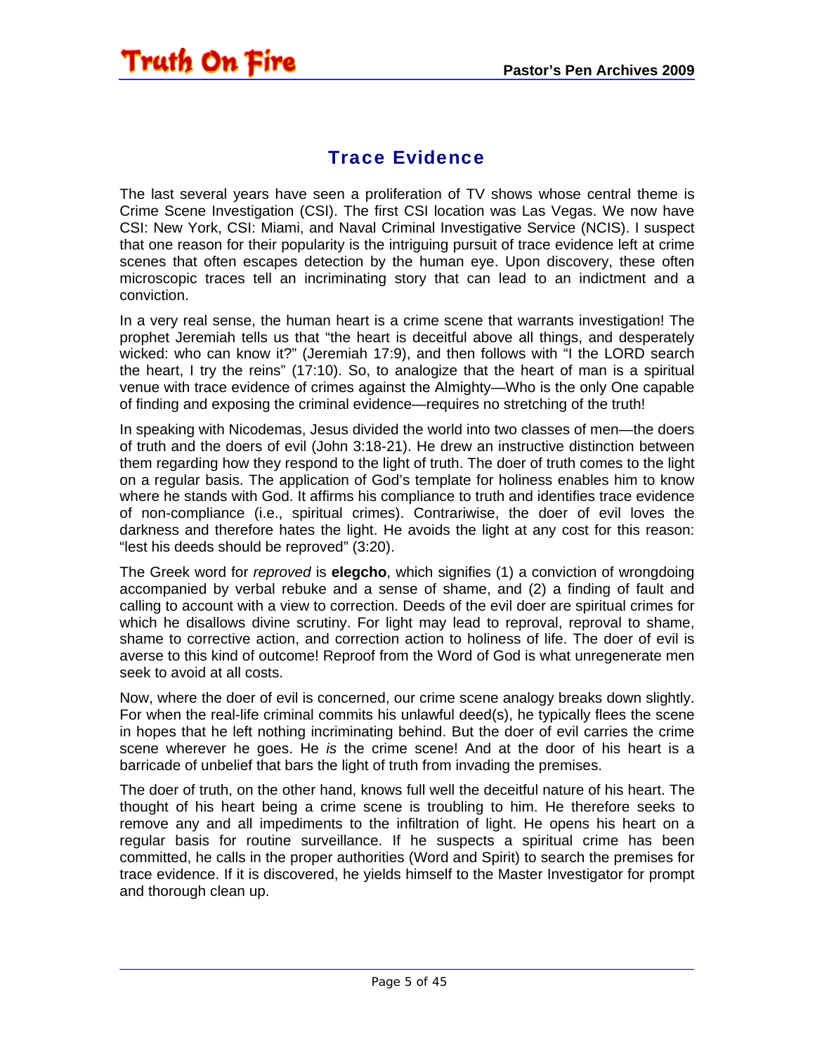## Trace Evidence

The last several years have seen a proliferation of TV shows whose central theme is Crime Scene Investigation (CSI). The first CSI location was Las Vegas. We now have CSI: New York, CSI: Miami, and Naval Criminal Investigative Service (NCIS). I suspect that one reason for their popularity is the intriguing pursuit of trace evidence left at crime scenes that often escapes detection by the human eye. Upon discovery, these often microscopic traces tell an incriminating story that can lead to an indictment and a conviction.

In a very real sense, the human heart is a crime scene that warrants investigation! The prophet Jeremiah tells us that "the heart is deceitful above all things, and desperately wicked: who can know it?" (Jeremiah 17:9), and then follows with "I the LORD search the heart, I try the reins" (17:10). So, to analogize that the heart of man is a spiritual venue with trace evidence of crimes against the Almighty—Who is the only One capable of finding and exposing the criminal evidence—requires no stretching of the truth!

In speaking with Nicodemas, Jesus divided the world into two classes of men—the doers of truth and the doers of evil (John 3:18-21). He drew an instructive distinction between them regarding how they respond to the light of truth. The doer of truth comes to the light on a regular basis. The application of God's template for holiness enables him to know where he stands with God. It affirms his compliance to truth and identifies trace evidence of non-compliance (i.e., spiritual crimes). Contrariwise, the doer of evil loves the darkness and therefore hates the light. He avoids the light at any cost for this reason: "lest his deeds should be reproved" (3:20).

The Greek word for *reproved* is **elegcho**, which signifies (1) a conviction of wrongdoing accompanied by verbal rebuke and a sense of shame, and (2) a finding of fault and calling to account with a view to correction. Deeds of the evil doer are spiritual crimes for which he disallows divine scrutiny. For light may lead to reproval, reproval to shame, shame to corrective action, and correction action to holiness of life. The doer of evil is averse to this kind of outcome! Reproof from the Word of God is what unregenerate men seek to avoid at all costs.

Now, where the doer of evil is concerned, our crime scene analogy breaks down slightly. For when the real-life criminal commits his unlawful deed(s), he typically flees the scene in hopes that he left nothing incriminating behind. But the doer of evil carries the crime scene wherever he goes. He *is* the crime scene! And at the door of his heart is a barricade of unbelief that bars the light of truth from invading the premises.

The doer of truth, on the other hand, knows full well the deceitful nature of his heart. The thought of his heart being a crime scene is troubling to him. He therefore seeks to remove any and all impediments to the infiltration of light. He opens his heart on a regular basis for routine surveillance. If he suspects a spiritual crime has been committed, he calls in the proper authorities (Word and Spirit) to search the premises for trace evidence. If it is discovered, he yields himself to the Master Investigator for prompt and thorough clean up.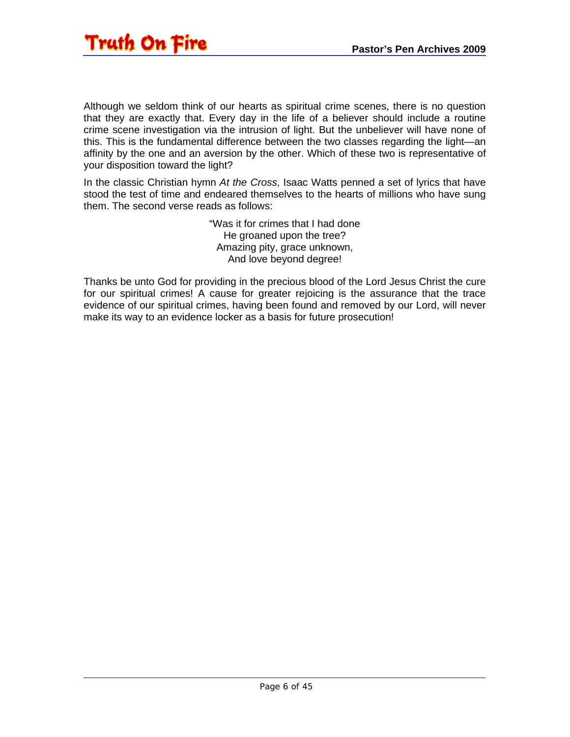Although we seldom think of our hearts as spiritual crime scenes, there is no question that they are exactly that. Every day in the life of a believer should include a routine crime scene investigation via the intrusion of light. But the unbeliever will have none of this. This is the fundamental difference between the two classes regarding the light—an affinity by the one and an aversion by the other. Which of these two is representative of your disposition toward the light?

In the classic Christian hymn *At the Cross*, Isaac Watts penned a set of lyrics that have stood the test of time and endeared themselves to the hearts of millions who have sung them. The second verse reads as follows:

> "Was it for crimes that I had done
> He groaned upon the tree?
> Amazing pity, grace unknown,
> And love beyond degree!

Thanks be unto God for providing in the precious blood of the Lord Jesus Christ the cure for our spiritual crimes! A cause for greater rejoicing is the assurance that the trace evidence of our spiritual crimes, having been found and removed by our Lord, will never make its way to an evidence locker as a basis for future prosecution!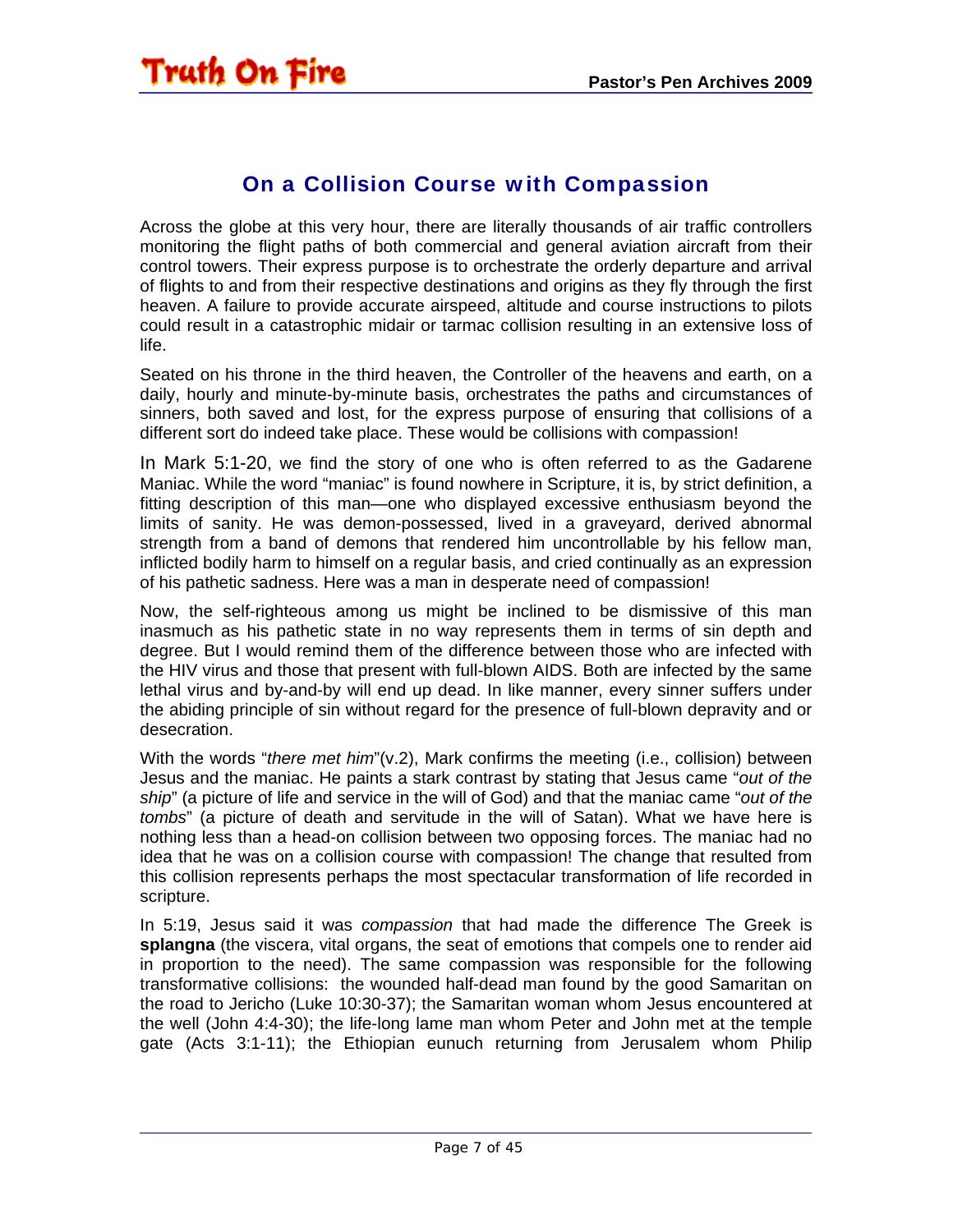## On a Collision Course with Compassion

Across the globe at this very hour, there are literally thousands of air traffic controllers monitoring the flight paths of both commercial and general aviation aircraft from their control towers. Their express purpose is to orchestrate the orderly departure and arrival of flights to and from their respective destinations and origins as they fly through the first heaven. A failure to provide accurate airspeed, altitude and course instructions to pilots could result in a catastrophic midair or tarmac collision resulting in an extensive loss of life.

Seated on his throne in the third heaven, the Controller of the heavens and earth, on a daily, hourly and minute-by-minute basis, orchestrates the paths and circumstances of sinners, both saved and lost, for the express purpose of ensuring that collisions of a different sort do indeed take place. These would be collisions with compassion!

In Mark 5:1-20, we find the story of one who is often referred to as the Gadarene Maniac. While the word "maniac" is found nowhere in Scripture, it is, by strict definition, a fitting description of this man—one who displayed excessive enthusiasm beyond the limits of sanity. He was demon-possessed, lived in a graveyard, derived abnormal strength from a band of demons that rendered him uncontrollable by his fellow man, inflicted bodily harm to himself on a regular basis, and cried continually as an expression of his pathetic sadness. Here was a man in desperate need of compassion!

Now, the self-righteous among us might be inclined to be dismissive of this man inasmuch as his pathetic state in no way represents them in terms of sin depth and degree. But I would remind them of the difference between those who are infected with the HIV virus and those that present with full-blown AIDS. Both are infected by the same lethal virus and by-and-by will end up dead. In like manner, every sinner suffers under the abiding principle of sin without regard for the presence of full-blown depravity and or desecration.

With the words "*there met him*"(v.2), Mark confirms the meeting (i.e., collision) between Jesus and the maniac. He paints a stark contrast by stating that Jesus came "*out of the ship*" (a picture of life and service in the will of God) and that the maniac came "*out of the tombs*" (a picture of death and servitude in the will of Satan). What we have here is nothing less than a head-on collision between two opposing forces. The maniac had no idea that he was on a collision course with compassion! The change that resulted from this collision represents perhaps the most spectacular transformation of life recorded in scripture.

In 5:19, Jesus said it was *compassion* that had made the difference The Greek is **splangna** (the viscera, vital organs, the seat of emotions that compels one to render aid in proportion to the need). The same compassion was responsible for the following transformative collisions: the wounded half-dead man found by the good Samaritan on the road to Jericho (Luke 10:30-37); the Samaritan woman whom Jesus encountered at the well (John 4:4-30); the life-long lame man whom Peter and John met at the temple gate (Acts 3:1-11); the Ethiopian eunuch returning from Jerusalem whom Philip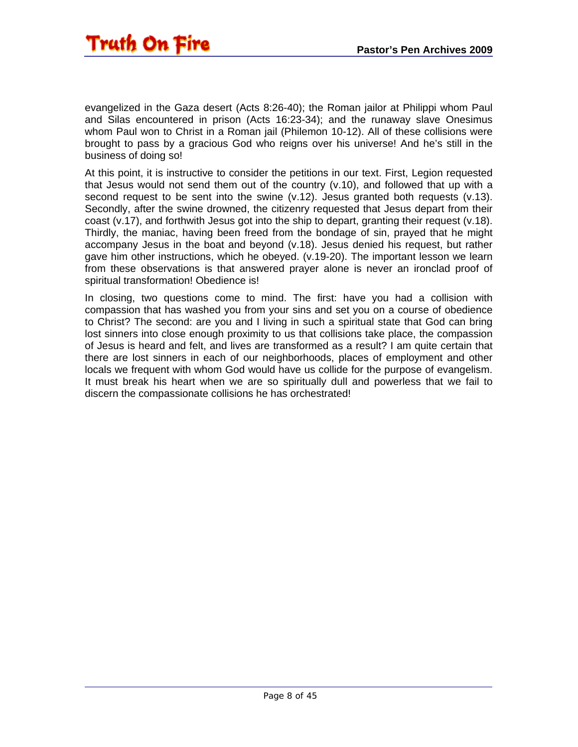evangelized in the Gaza desert (Acts 8:26-40); the Roman jailor at Philippi whom Paul and Silas encountered in prison (Acts 16:23-34); and the runaway slave Onesimus whom Paul won to Christ in a Roman jail (Philemon 10-12). All of these collisions were brought to pass by a gracious God who reigns over his universe! And he's still in the business of doing so!

At this point, it is instructive to consider the petitions in our text. First, Legion requested that Jesus would not send them out of the country (v.10), and followed that up with a second request to be sent into the swine (v.12). Jesus granted both requests (v.13). Secondly, after the swine drowned, the citizenry requested that Jesus depart from their coast (v.17), and forthwith Jesus got into the ship to depart, granting their request (v.18). Thirdly, the maniac, having been freed from the bondage of sin, prayed that he might accompany Jesus in the boat and beyond (v.18). Jesus denied his request, but rather gave him other instructions, which he obeyed. (v.19-20). The important lesson we learn from these observations is that answered prayer alone is never an ironclad proof of spiritual transformation! Obedience is!

In closing, two questions come to mind. The first: have you had a collision with compassion that has washed you from your sins and set you on a course of obedience to Christ? The second: are you and I living in such a spiritual state that God can bring lost sinners into close enough proximity to us that collisions take place, the compassion of Jesus is heard and felt, and lives are transformed as a result? I am quite certain that there are lost sinners in each of our neighborhoods, places of employment and other locals we frequent with whom God would have us collide for the purpose of evangelism. It must break his heart when we are so spiritually dull and powerless that we fail to discern the compassionate collisions he has orchestrated!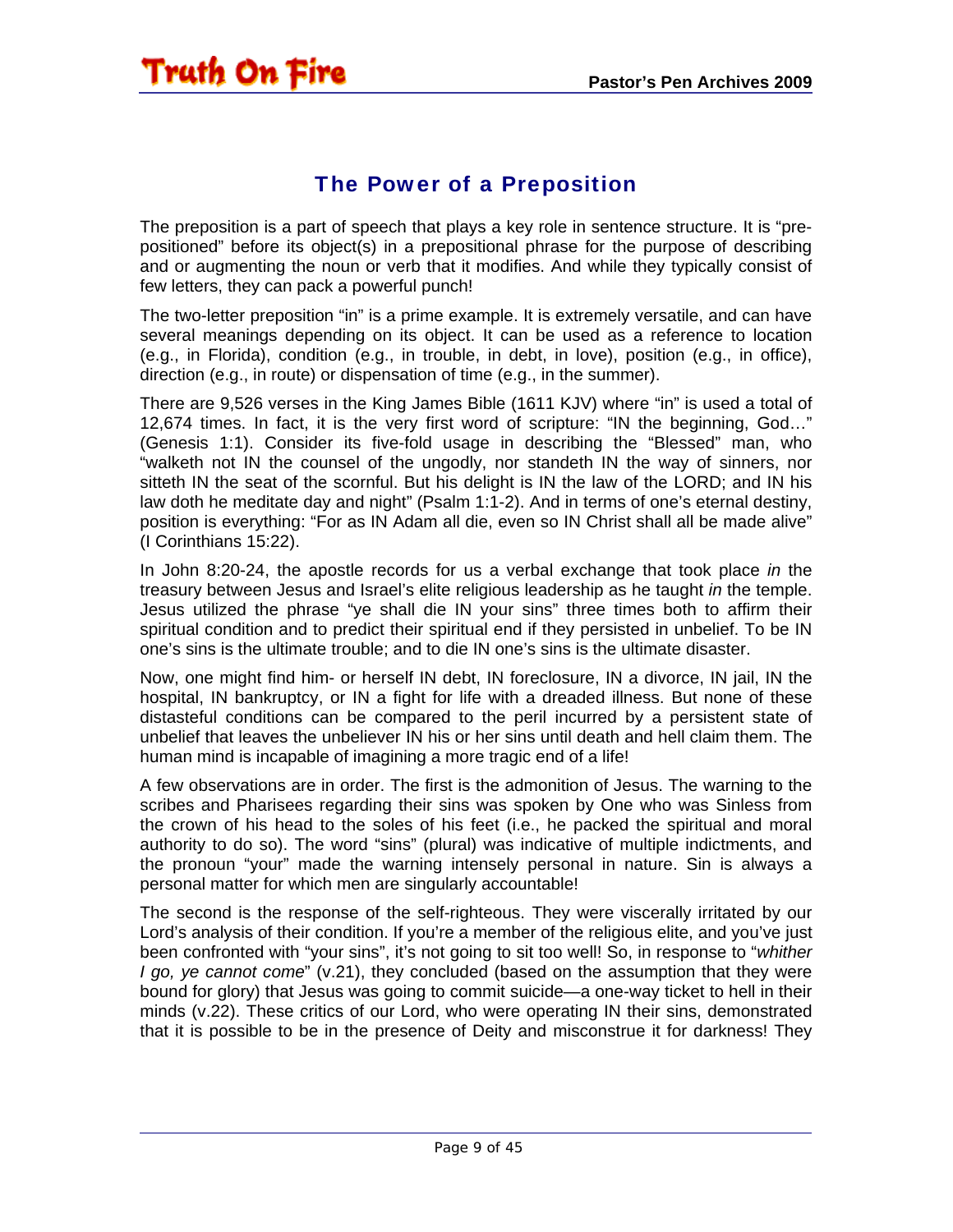## The Power of a Preposition

The preposition is a part of speech that plays a key role in sentence structure. It is "pre-positioned" before its object(s) in a prepositional phrase for the purpose of describing and or augmenting the noun or verb that it modifies. And while they typically consist of few letters, they can pack a powerful punch!

The two-letter preposition "in" is a prime example. It is extremely versatile, and can have several meanings depending on its object. It can be used as a reference to location (e.g., in Florida), condition (e.g., in trouble, in debt, in love), position (e.g., in office), direction (e.g., in route) or dispensation of time (e.g., in the summer).

There are 9,526 verses in the King James Bible (1611 KJV) where "in" is used a total of 12,674 times. In fact, it is the very first word of scripture: "IN the beginning, God…" (Genesis 1:1). Consider its five-fold usage in describing the "Blessed" man, who "walketh not IN the counsel of the ungodly, nor standeth IN the way of sinners, nor sitteth IN the seat of the scornful. But his delight is IN the law of the LORD; and IN his law doth he meditate day and night" (Psalm 1:1-2). And in terms of one's eternal destiny, position is everything: "For as IN Adam all die, even so IN Christ shall all be made alive" (I Corinthians 15:22).

In John 8:20-24, the apostle records for us a verbal exchange that took place *in* the treasury between Jesus and Israel's elite religious leadership as he taught *in* the temple. Jesus utilized the phrase "ye shall die IN your sins" three times both to affirm their spiritual condition and to predict their spiritual end if they persisted in unbelief. To be IN one's sins is the ultimate trouble; and to die IN one's sins is the ultimate disaster.

Now, one might find him- or herself IN debt, IN foreclosure, IN a divorce, IN jail, IN the hospital, IN bankruptcy, or IN a fight for life with a dreaded illness. But none of these distasteful conditions can be compared to the peril incurred by a persistent state of unbelief that leaves the unbeliever IN his or her sins until death and hell claim them. The human mind is incapable of imagining a more tragic end of a life!

A few observations are in order. The first is the admonition of Jesus. The warning to the scribes and Pharisees regarding their sins was spoken by One who was Sinless from the crown of his head to the soles of his feet (i.e., he packed the spiritual and moral authority to do so). The word "sins" (plural) was indicative of multiple indictments, and the pronoun "your" made the warning intensely personal in nature. Sin is always a personal matter for which men are singularly accountable!

The second is the response of the self-righteous. They were viscerally irritated by our Lord's analysis of their condition. If you're a member of the religious elite, and you've just been confronted with "your sins", it's not going to sit too well! So, in response to "*whither I go, ye cannot come*" (v.21), they concluded (based on the assumption that they were bound for glory) that Jesus was going to commit suicide—a one-way ticket to hell in their minds (v.22). These critics of our Lord, who were operating IN their sins, demonstrated that it is possible to be in the presence of Deity and misconstrue it for darkness! They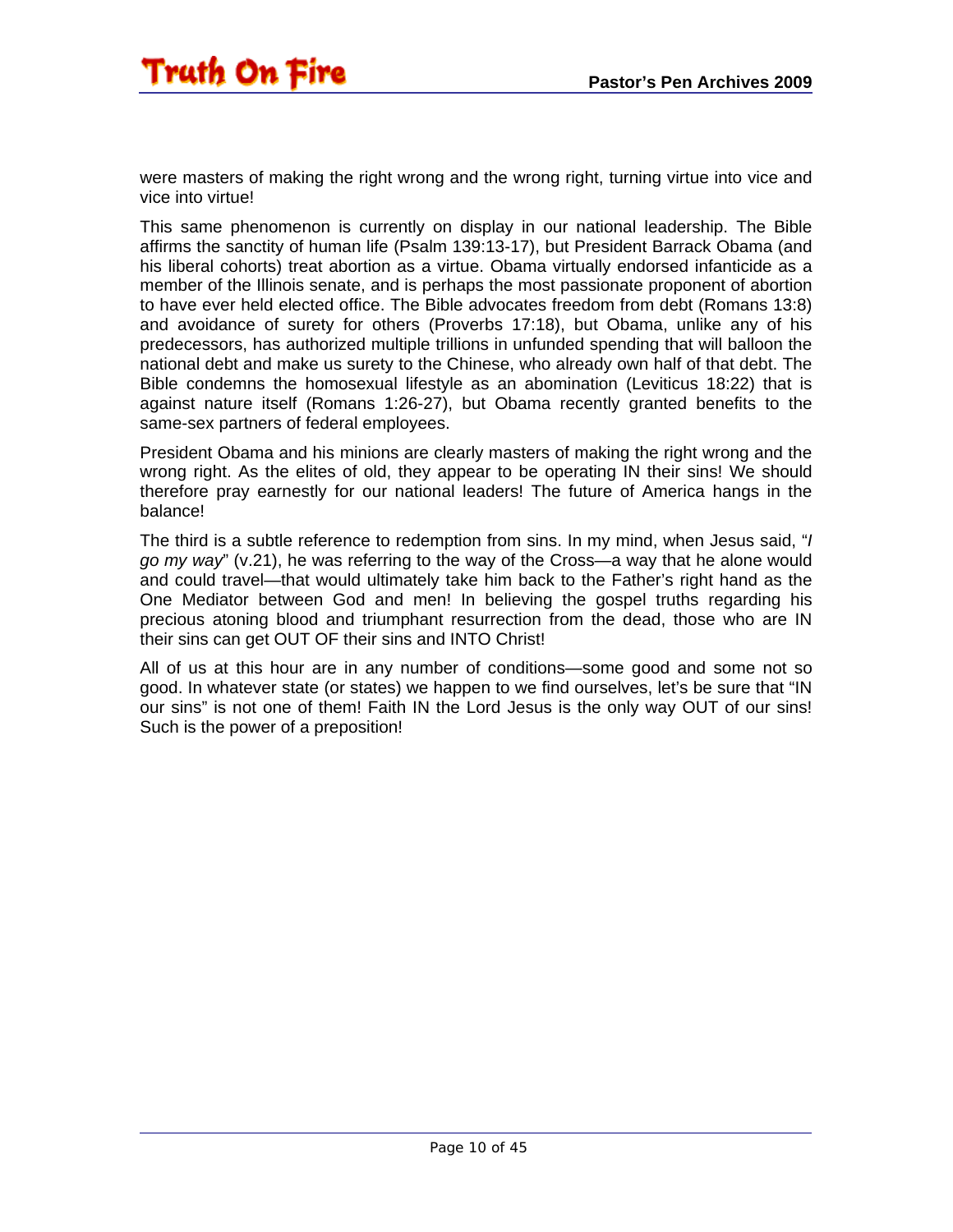were masters of making the right wrong and the wrong right, turning virtue into vice and vice into virtue!

This same phenomenon is currently on display in our national leadership. The Bible affirms the sanctity of human life (Psalm 139:13-17), but President Barrack Obama (and his liberal cohorts) treat abortion as a virtue. Obama virtually endorsed infanticide as a member of the Illinois senate, and is perhaps the most passionate proponent of abortion to have ever held elected office. The Bible advocates freedom from debt (Romans 13:8) and avoidance of surety for others (Proverbs 17:18), but Obama, unlike any of his predecessors, has authorized multiple trillions in unfunded spending that will balloon the national debt and make us surety to the Chinese, who already own half of that debt. The Bible condemns the homosexual lifestyle as an abomination (Leviticus 18:22) that is against nature itself (Romans 1:26-27), but Obama recently granted benefits to the same-sex partners of federal employees.

President Obama and his minions are clearly masters of making the right wrong and the wrong right. As the elites of old, they appear to be operating IN their sins! We should therefore pray earnestly for our national leaders! The future of America hangs in the balance!

The third is a subtle reference to redemption from sins. In my mind, when Jesus said, "*I go my way*" (v.21), he was referring to the way of the Cross—a way that he alone would and could travel—that would ultimately take him back to the Father's right hand as the One Mediator between God and men! In believing the gospel truths regarding his precious atoning blood and triumphant resurrection from the dead, those who are IN their sins can get OUT OF their sins and INTO Christ!

All of us at this hour are in any number of conditions—some good and some not so good. In whatever state (or states) we happen to we find ourselves, let's be sure that "IN our sins" is not one of them! Faith IN the Lord Jesus is the only way OUT of our sins! Such is the power of a preposition!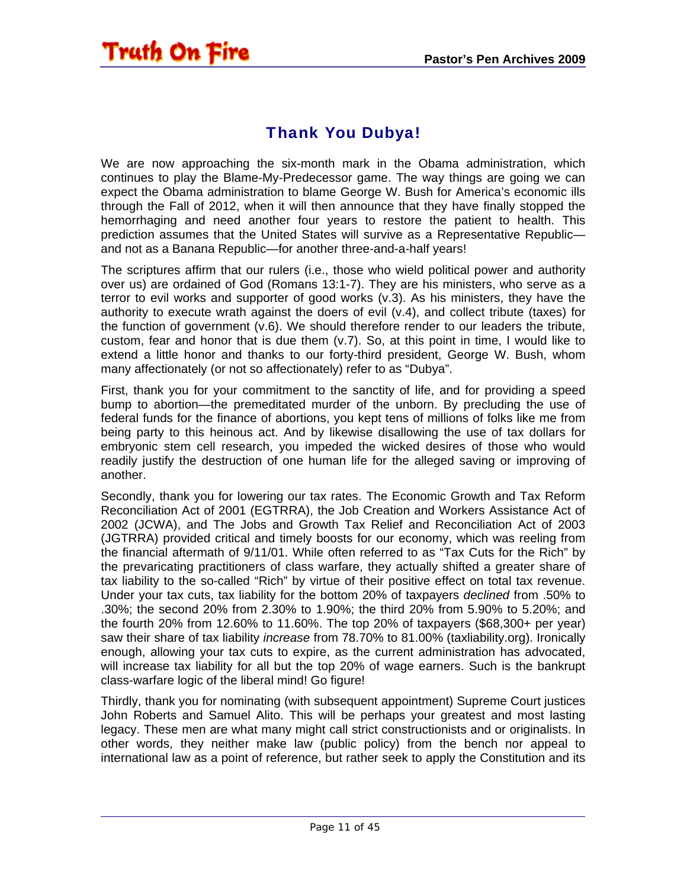## Thank You Dubya!

We are now approaching the six-month mark in the Obama administration, which continues to play the Blame-My-Predecessor game. The way things are going we can expect the Obama administration to blame George W. Bush for America's economic ills through the Fall of 2012, when it will then announce that they have finally stopped the hemorrhaging and need another four years to restore the patient to health. This prediction assumes that the United States will survive as a Representative Republic—and not as a Banana Republic—for another three-and-a-half years!

The scriptures affirm that our rulers (i.e., those who wield political power and authority over us) are ordained of God (Romans 13:1-7). They are his ministers, who serve as a terror to evil works and supporter of good works (v.3). As his ministers, they have the authority to execute wrath against the doers of evil (v.4), and collect tribute (taxes) for the function of government (v.6). We should therefore render to our leaders the tribute, custom, fear and honor that is due them (v.7). So, at this point in time, I would like to extend a little honor and thanks to our forty-third president, George W. Bush, whom many affectionately (or not so affectionately) refer to as "Dubya".

First, thank you for your commitment to the sanctity of life, and for providing a speed bump to abortion—the premeditated murder of the unborn. By precluding the use of federal funds for the finance of abortions, you kept tens of millions of folks like me from being party to this heinous act. And by likewise disallowing the use of tax dollars for embryonic stem cell research, you impeded the wicked desires of those who would readily justify the destruction of one human life for the alleged saving or improving of another.

Secondly, thank you for lowering our tax rates. The Economic Growth and Tax Reform Reconciliation Act of 2001 (EGTRRA), the Job Creation and Workers Assistance Act of 2002 (JCWA), and The Jobs and Growth Tax Relief and Reconciliation Act of 2003 (JGTRRA) provided critical and timely boosts for our economy, which was reeling from the financial aftermath of 9/11/01. While often referred to as "Tax Cuts for the Rich" by the prevaricating practitioners of class warfare, they actually shifted a greater share of tax liability to the so-called "Rich" by virtue of their positive effect on total tax revenue. Under your tax cuts, tax liability for the bottom 20% of taxpayers *declined* from .50% to .30%; the second 20% from 2.30% to 1.90%; the third 20% from 5.90% to 5.20%; and the fourth 20% from 12.60% to 11.60%. The top 20% of taxpayers ($68,300+ per year) saw their share of tax liability *increase* from 78.70% to 81.00% (taxliability.org). Ironically enough, allowing your tax cuts to expire, as the current administration has advocated, will increase tax liability for all but the top 20% of wage earners. Such is the bankrupt class-warfare logic of the liberal mind! Go figure!

Thirdly, thank you for nominating (with subsequent appointment) Supreme Court justices John Roberts and Samuel Alito. This will be perhaps your greatest and most lasting legacy. These men are what many might call strict constructionists and or originalists. In other words, they neither make law (public policy) from the bench nor appeal to international law as a point of reference, but rather seek to apply the Constitution and its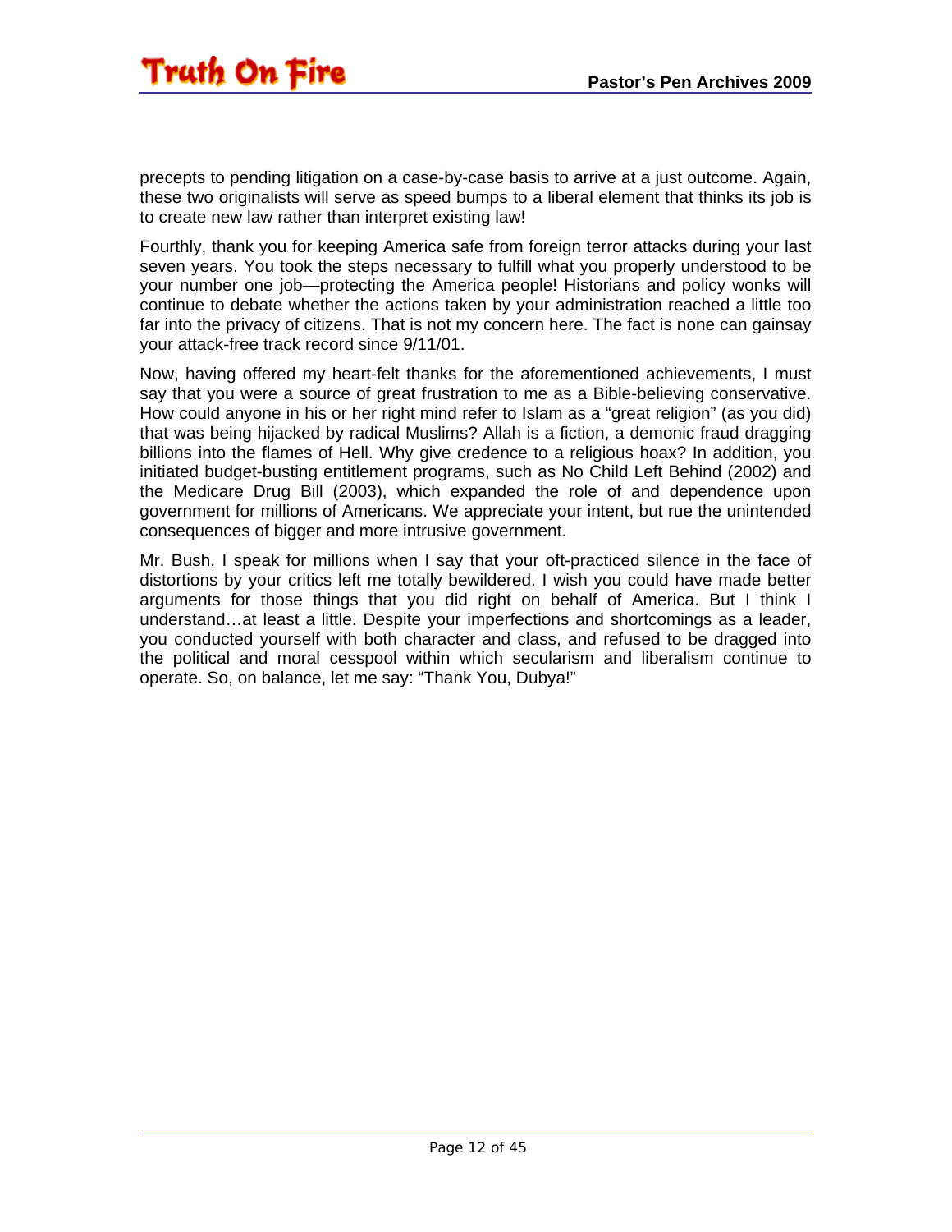precepts to pending litigation on a case-by-case basis to arrive at a just outcome. Again, these two originalists will serve as speed bumps to a liberal element that thinks its job is to create new law rather than interpret existing law!

Fourthly, thank you for keeping America safe from foreign terror attacks during your last seven years. You took the steps necessary to fulfill what you properly understood to be your number one job—protecting the America people! Historians and policy wonks will continue to debate whether the actions taken by your administration reached a little too far into the privacy of citizens. That is not my concern here. The fact is none can gainsay your attack-free track record since 9/11/01.

Now, having offered my heart-felt thanks for the aforementioned achievements, I must say that you were a source of great frustration to me as a Bible-believing conservative. How could anyone in his or her right mind refer to Islam as a "great religion" (as you did) that was being hijacked by radical Muslims? Allah is a fiction, a demonic fraud dragging billions into the flames of Hell. Why give credence to a religious hoax? In addition, you initiated budget-busting entitlement programs, such as No Child Left Behind (2002) and the Medicare Drug Bill (2003), which expanded the role of and dependence upon government for millions of Americans. We appreciate your intent, but rue the unintended consequences of bigger and more intrusive government.

Mr. Bush, I speak for millions when I say that your oft-practiced silence in the face of distortions by your critics left me totally bewildered. I wish you could have made better arguments for those things that you did right on behalf of America. But I think I understand…at least a little. Despite your imperfections and shortcomings as a leader, you conducted yourself with both character and class, and refused to be dragged into the political and moral cesspool within which secularism and liberalism continue to operate. So, on balance, let me say: "Thank You, Dubya!"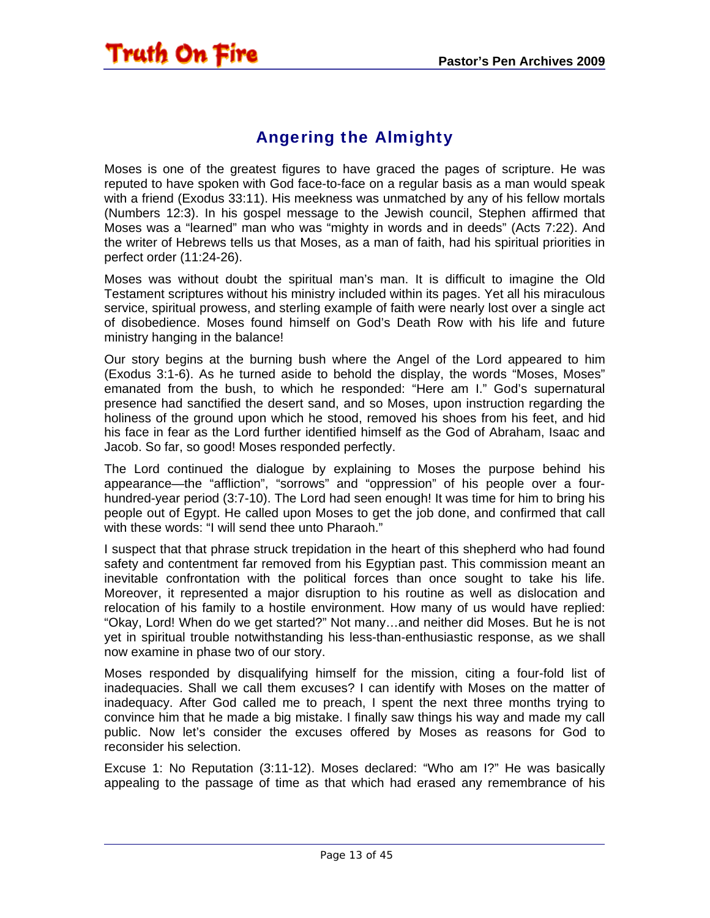## Angering the Almighty

Moses is one of the greatest figures to have graced the pages of scripture. He was reputed to have spoken with God face-to-face on a regular basis as a man would speak with a friend (Exodus 33:11). His meekness was unmatched by any of his fellow mortals (Numbers 12:3). In his gospel message to the Jewish council, Stephen affirmed that Moses was a "learned" man who was "mighty in words and in deeds" (Acts 7:22). And the writer of Hebrews tells us that Moses, as a man of faith, had his spiritual priorities in perfect order (11:24-26).

Moses was without doubt the spiritual man's man. It is difficult to imagine the Old Testament scriptures without his ministry included within its pages. Yet all his miraculous service, spiritual prowess, and sterling example of faith were nearly lost over a single act of disobedience. Moses found himself on God's Death Row with his life and future ministry hanging in the balance!

Our story begins at the burning bush where the Angel of the Lord appeared to him (Exodus 3:1-6). As he turned aside to behold the display, the words "Moses, Moses" emanated from the bush, to which he responded: "Here am I." God's supernatural presence had sanctified the desert sand, and so Moses, upon instruction regarding the holiness of the ground upon which he stood, removed his shoes from his feet, and hid his face in fear as the Lord further identified himself as the God of Abraham, Isaac and Jacob. So far, so good! Moses responded perfectly.

The Lord continued the dialogue by explaining to Moses the purpose behind his appearance—the "affliction", "sorrows" and "oppression" of his people over a four-hundred-year period (3:7-10). The Lord had seen enough! It was time for him to bring his people out of Egypt. He called upon Moses to get the job done, and confirmed that call with these words: "I will send thee unto Pharaoh."

I suspect that that phrase struck trepidation in the heart of this shepherd who had found safety and contentment far removed from his Egyptian past. This commission meant an inevitable confrontation with the political forces than once sought to take his life. Moreover, it represented a major disruption to his routine as well as dislocation and relocation of his family to a hostile environment. How many of us would have replied: "Okay, Lord! When do we get started?" Not many…and neither did Moses. But he is not yet in spiritual trouble notwithstanding his less-than-enthusiastic response, as we shall now examine in phase two of our story.

Moses responded by disqualifying himself for the mission, citing a four-fold list of inadequacies. Shall we call them excuses? I can identify with Moses on the matter of inadequacy. After God called me to preach, I spent the next three months trying to convince him that he made a big mistake. I finally saw things his way and made my call public. Now let's consider the excuses offered by Moses as reasons for God to reconsider his selection.

Excuse 1: No Reputation (3:11-12). Moses declared: "Who am I?" He was basically appealing to the passage of time as that which had erased any remembrance of his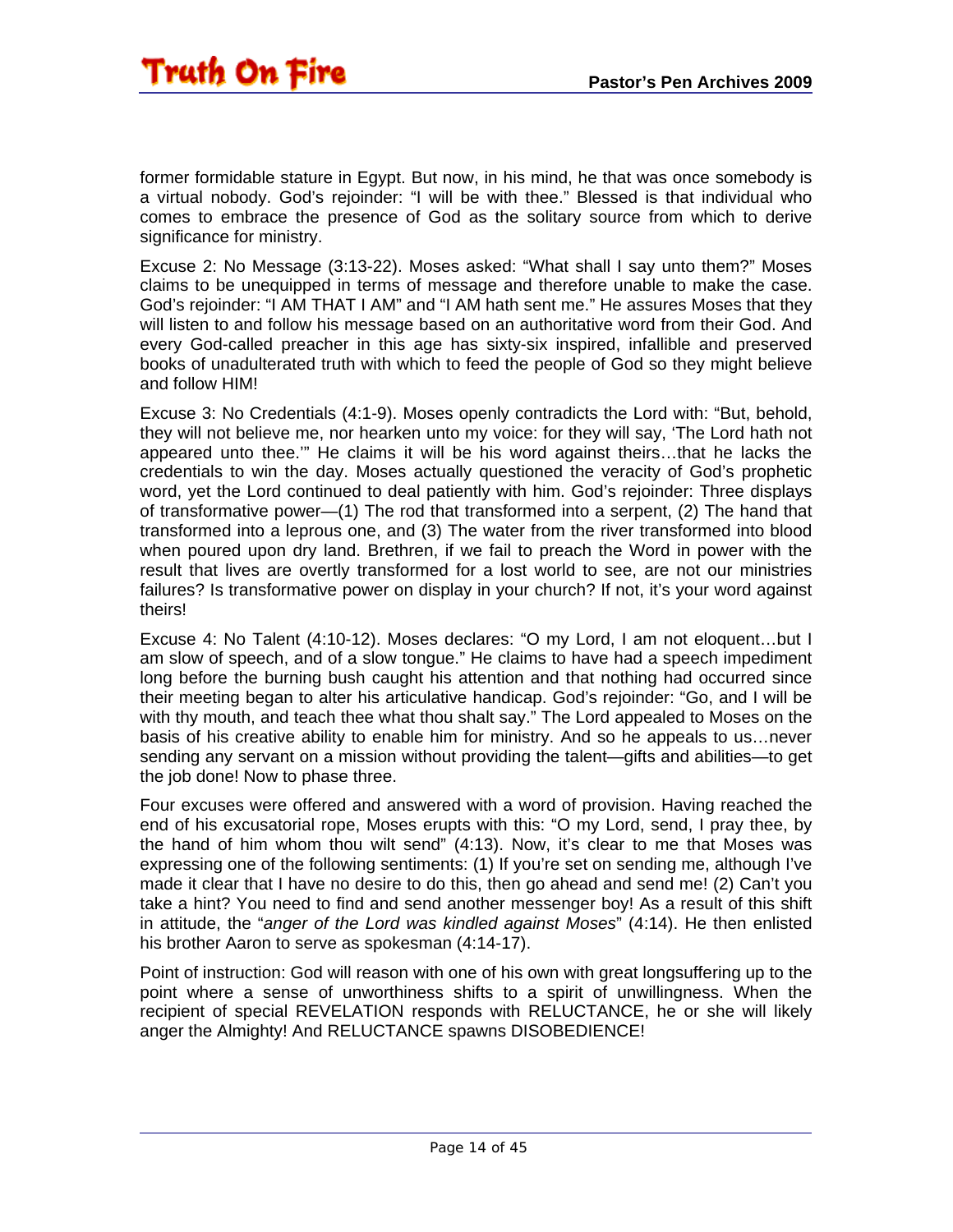former formidable stature in Egypt. But now, in his mind, he that was once somebody is a virtual nobody. God's rejoinder: "I will be with thee." Blessed is that individual who comes to embrace the presence of God as the solitary source from which to derive significance for ministry.

Excuse 2: No Message (3:13-22). Moses asked: "What shall I say unto them?" Moses claims to be unequipped in terms of message and therefore unable to make the case. God's rejoinder: "I AM THAT I AM" and "I AM hath sent me." He assures Moses that they will listen to and follow his message based on an authoritative word from their God. And every God-called preacher in this age has sixty-six inspired, infallible and preserved books of unadulterated truth with which to feed the people of God so they might believe and follow HIM!

Excuse 3: No Credentials (4:1-9). Moses openly contradicts the Lord with: "But, behold, they will not believe me, nor hearken unto my voice: for they will say, 'The Lord hath not appeared unto thee.'" He claims it will be his word against theirs…that he lacks the credentials to win the day. Moses actually questioned the veracity of God's prophetic word, yet the Lord continued to deal patiently with him. God's rejoinder: Three displays of transformative power—(1) The rod that transformed into a serpent, (2) The hand that transformed into a leprous one, and (3) The water from the river transformed into blood when poured upon dry land. Brethren, if we fail to preach the Word in power with the result that lives are overtly transformed for a lost world to see, are not our ministries failures? Is transformative power on display in your church? If not, it's your word against theirs!

Excuse 4: No Talent (4:10-12). Moses declares: "O my Lord, I am not eloquent…but I am slow of speech, and of a slow tongue." He claims to have had a speech impediment long before the burning bush caught his attention and that nothing had occurred since their meeting began to alter his articulative handicap. God's rejoinder: "Go, and I will be with thy mouth, and teach thee what thou shalt say." The Lord appealed to Moses on the basis of his creative ability to enable him for ministry. And so he appeals to us…never sending any servant on a mission without providing the talent—gifts and abilities—to get the job done! Now to phase three.

Four excuses were offered and answered with a word of provision. Having reached the end of his excusatorial rope, Moses erupts with this: "O my Lord, send, I pray thee, by the hand of him whom thou wilt send" (4:13). Now, it's clear to me that Moses was expressing one of the following sentiments: (1) If you're set on sending me, although I've made it clear that I have no desire to do this, then go ahead and send me! (2) Can't you take a hint? You need to find and send another messenger boy! As a result of this shift in attitude, the "*anger of the Lord was kindled against Moses*" (4:14). He then enlisted his brother Aaron to serve as spokesman (4:14-17).

Point of instruction: God will reason with one of his own with great longsuffering up to the point where a sense of unworthiness shifts to a spirit of unwillingness. When the recipient of special REVELATION responds with RELUCTANCE, he or she will likely anger the Almighty! And RELUCTANCE spawns DISOBEDIENCE!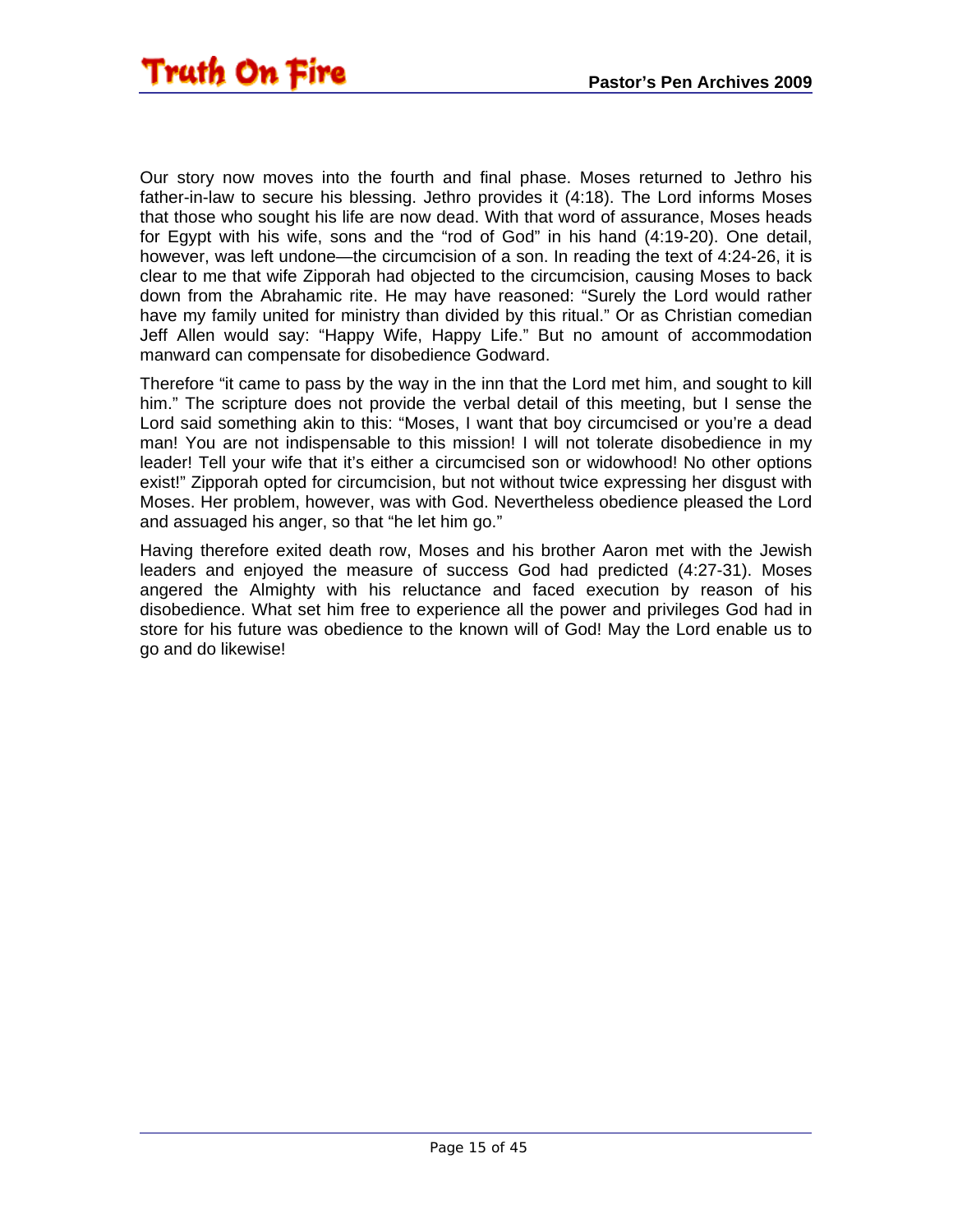Our story now moves into the fourth and final phase. Moses returned to Jethro his father-in-law to secure his blessing. Jethro provides it (4:18). The Lord informs Moses that those who sought his life are now dead. With that word of assurance, Moses heads for Egypt with his wife, sons and the "rod of God" in his hand (4:19-20). One detail, however, was left undone—the circumcision of a son. In reading the text of 4:24-26, it is clear to me that wife Zipporah had objected to the circumcision, causing Moses to back down from the Abrahamic rite. He may have reasoned: "Surely the Lord would rather have my family united for ministry than divided by this ritual." Or as Christian comedian Jeff Allen would say: "Happy Wife, Happy Life." But no amount of accommodation manward can compensate for disobedience Godward.

Therefore "it came to pass by the way in the inn that the Lord met him, and sought to kill him." The scripture does not provide the verbal detail of this meeting, but I sense the Lord said something akin to this: "Moses, I want that boy circumcised or you're a dead man! You are not indispensable to this mission! I will not tolerate disobedience in my leader! Tell your wife that it's either a circumcised son or widowhood! No other options exist!" Zipporah opted for circumcision, but not without twice expressing her disgust with Moses. Her problem, however, was with God. Nevertheless obedience pleased the Lord and assuaged his anger, so that "he let him go."

Having therefore exited death row, Moses and his brother Aaron met with the Jewish leaders and enjoyed the measure of success God had predicted (4:27-31). Moses angered the Almighty with his reluctance and faced execution by reason of his disobedience. What set him free to experience all the power and privileges God had in store for his future was obedience to the known will of God! May the Lord enable us to go and do likewise!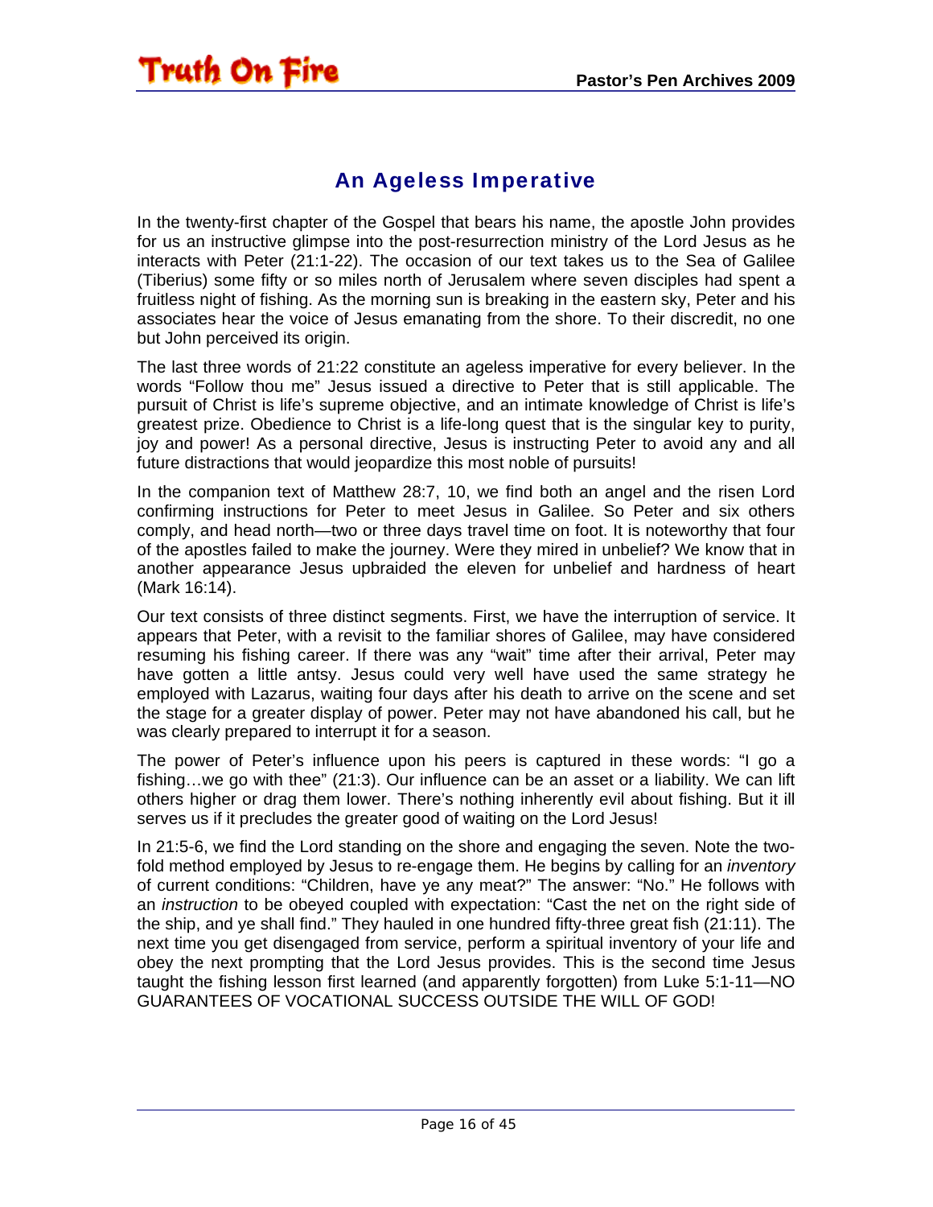## An Ageless Imperative

In the twenty-first chapter of the Gospel that bears his name, the apostle John provides for us an instructive glimpse into the post-resurrection ministry of the Lord Jesus as he interacts with Peter (21:1-22). The occasion of our text takes us to the Sea of Galilee (Tiberius) some fifty or so miles north of Jerusalem where seven disciples had spent a fruitless night of fishing. As the morning sun is breaking in the eastern sky, Peter and his associates hear the voice of Jesus emanating from the shore. To their discredit, no one but John perceived its origin.

The last three words of 21:22 constitute an ageless imperative for every believer. In the words "Follow thou me" Jesus issued a directive to Peter that is still applicable. The pursuit of Christ is life's supreme objective, and an intimate knowledge of Christ is life's greatest prize. Obedience to Christ is a life-long quest that is the singular key to purity, joy and power! As a personal directive, Jesus is instructing Peter to avoid any and all future distractions that would jeopardize this most noble of pursuits!

In the companion text of Matthew 28:7, 10, we find both an angel and the risen Lord confirming instructions for Peter to meet Jesus in Galilee. So Peter and six others comply, and head north—two or three days travel time on foot. It is noteworthy that four of the apostles failed to make the journey. Were they mired in unbelief? We know that in another appearance Jesus upbraided the eleven for unbelief and hardness of heart (Mark 16:14).

Our text consists of three distinct segments. First, we have the interruption of service. It appears that Peter, with a revisit to the familiar shores of Galilee, may have considered resuming his fishing career. If there was any "wait" time after their arrival, Peter may have gotten a little antsy. Jesus could very well have used the same strategy he employed with Lazarus, waiting four days after his death to arrive on the scene and set the stage for a greater display of power. Peter may not have abandoned his call, but he was clearly prepared to interrupt it for a season.

The power of Peter's influence upon his peers is captured in these words: "I go a fishing…we go with thee" (21:3). Our influence can be an asset or a liability. We can lift others higher or drag them lower. There's nothing inherently evil about fishing. But it ill serves us if it precludes the greater good of waiting on the Lord Jesus!

In 21:5-6, we find the Lord standing on the shore and engaging the seven. Note the two-fold method employed by Jesus to re-engage them. He begins by calling for an *inventory* of current conditions: "Children, have ye any meat?" The answer: "No." He follows with an *instruction* to be obeyed coupled with expectation: "Cast the net on the right side of the ship, and ye shall find." They hauled in one hundred fifty-three great fish (21:11). The next time you get disengaged from service, perform a spiritual inventory of your life and obey the next prompting that the Lord Jesus provides. This is the second time Jesus taught the fishing lesson first learned (and apparently forgotten) from Luke 5:1-11—NO GUARANTEES OF VOCATIONAL SUCCESS OUTSIDE THE WILL OF GOD!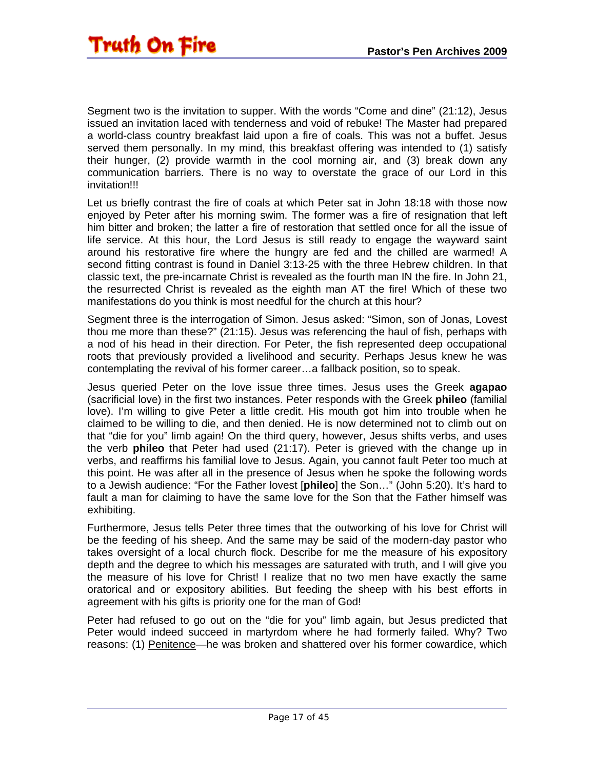Segment two is the invitation to supper. With the words “Come and dine” (21:12), Jesus issued an invitation laced with tenderness and void of rebuke! The Master had prepared a world-class country breakfast laid upon a fire of coals. This was not a buffet. Jesus served them personally. In my mind, this breakfast offering was intended to (1) satisfy their hunger, (2) provide warmth in the cool morning air, and (3) break down any communication barriers. There is no way to overstate the grace of our Lord in this invitation!!!

Let us briefly contrast the fire of coals at which Peter sat in John 18:18 with those now enjoyed by Peter after his morning swim. The former was a fire of resignation that left him bitter and broken; the latter a fire of restoration that settled once for all the issue of life service. At this hour, the Lord Jesus is still ready to engage the wayward saint around his restorative fire where the hungry are fed and the chilled are warmed! A second fitting contrast is found in Daniel 3:13-25 with the three Hebrew children. In that classic text, the pre-incarnate Christ is revealed as the fourth man IN the fire. In John 21, the resurrected Christ is revealed as the eighth man AT the fire! Which of these two manifestations do you think is most needful for the church at this hour?

Segment three is the interrogation of Simon. Jesus asked: “Simon, son of Jonas, Lovest thou me more than these?” (21:15). Jesus was referencing the haul of fish, perhaps with a nod of his head in their direction. For Peter, the fish represented deep occupational roots that previously provided a livelihood and security. Perhaps Jesus knew he was contemplating the revival of his former career…a fallback position, so to speak.

Jesus queried Peter on the love issue three times. Jesus uses the Greek **agapao** (sacrificial love) in the first two instances. Peter responds with the Greek **phileo** (familial love). I’m willing to give Peter a little credit. His mouth got him into trouble when he claimed to be willing to die, and then denied. He is now determined not to climb out on that “die for you” limb again! On the third query, however, Jesus shifts verbs, and uses the verb **phileo** that Peter had used (21:17). Peter is grieved with the change up in verbs, and reaffirms his familial love to Jesus. Again, you cannot fault Peter too much at this point. He was after all in the presence of Jesus when he spoke the following words to a Jewish audience: “For the Father lovest [**phileo**] the Son…” (John 5:20). It’s hard to fault a man for claiming to have the same love for the Son that the Father himself was exhibiting.

Furthermore, Jesus tells Peter three times that the outworking of his love for Christ will be the feeding of his sheep. And the same may be said of the modern-day pastor who takes oversight of a local church flock. Describe for me the measure of his expository depth and the degree to which his messages are saturated with truth, and I will give you the measure of his love for Christ! I realize that no two men have exactly the same oratorical and or expository abilities. But feeding the sheep with his best efforts in agreement with his gifts is priority one for the man of God!

Peter had refused to go out on the “die for you” limb again, but Jesus predicted that Peter would indeed succeed in martyrdom where he had formerly failed. Why? Two reasons: (1) <u>Penitence</u>—he was broken and shattered over his former cowardice, which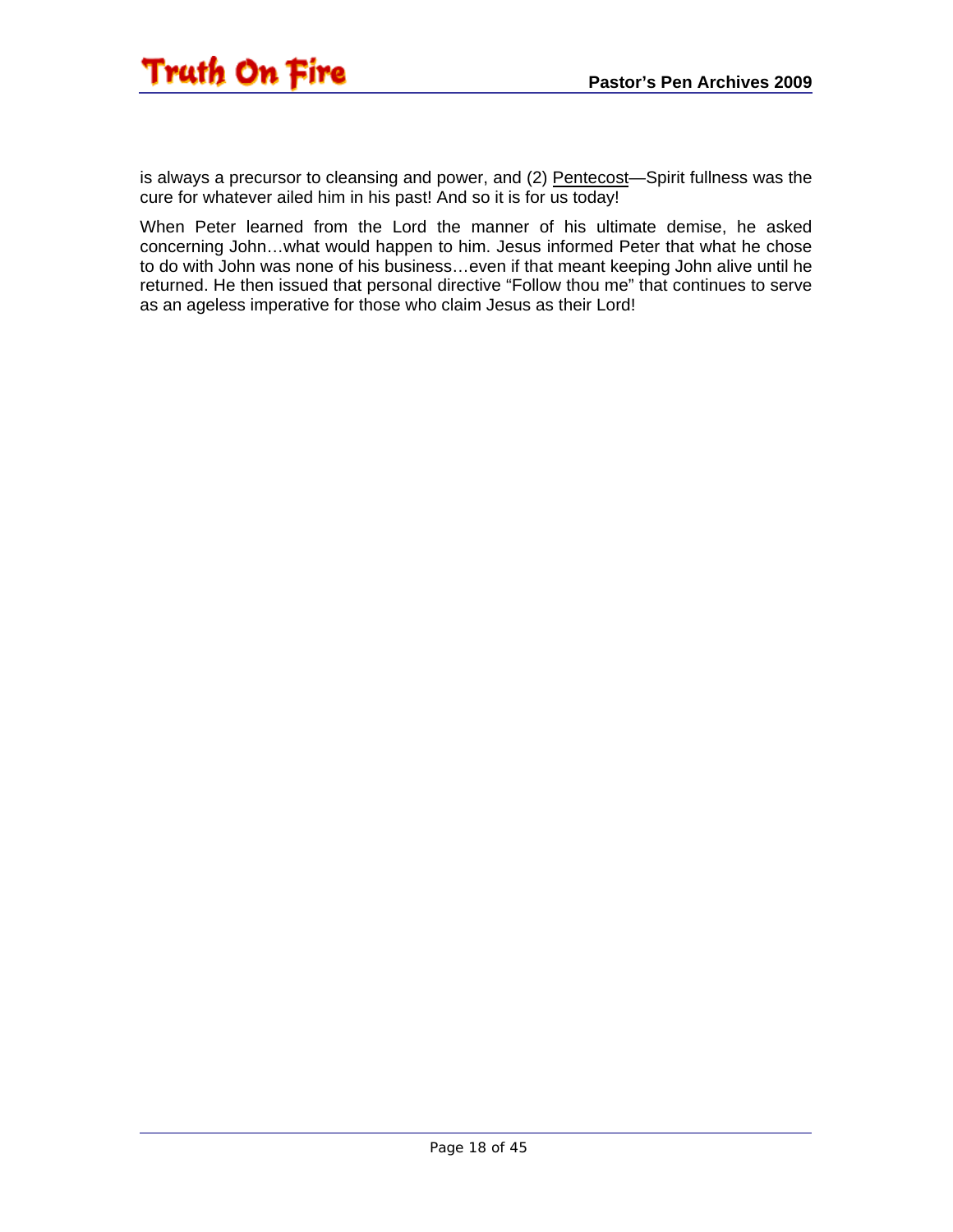is always a precursor to cleansing and power, and (2) <u>Pentecost</u>—Spirit fullness was the cure for whatever ailed him in his past! And so it is for us today!

When Peter learned from the Lord the manner of his ultimate demise, he asked concerning John…what would happen to him. Jesus informed Peter that what he chose to do with John was none of his business…even if that meant keeping John alive until he returned. He then issued that personal directive “Follow thou me” that continues to serve as an ageless imperative for those who claim Jesus as their Lord!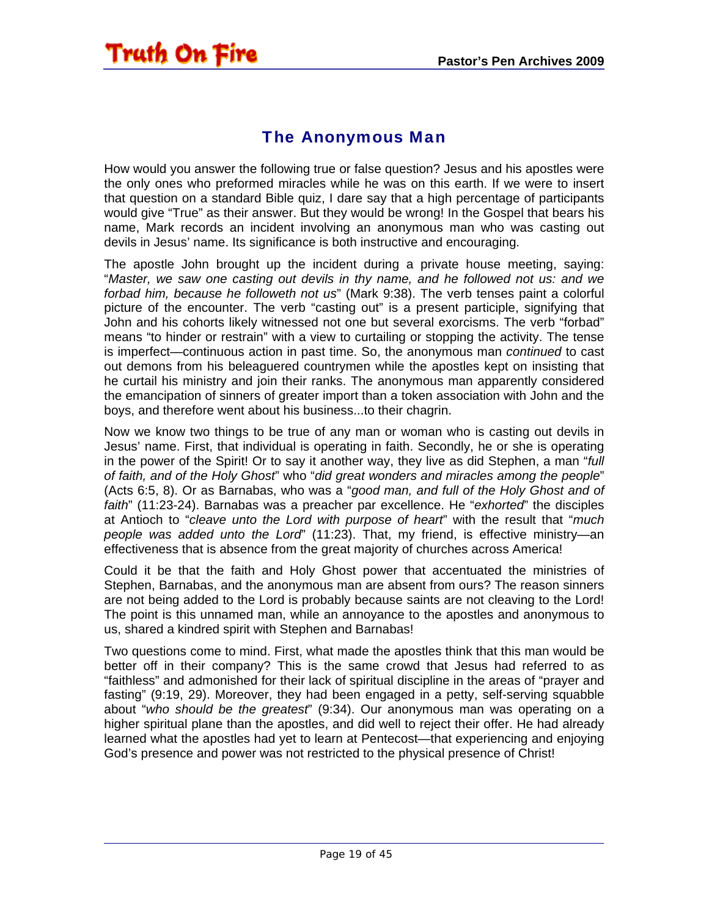## The Anonymous Man

How would you answer the following true or false question? Jesus and his apostles were the only ones who preformed miracles while he was on this earth. If we were to insert that question on a standard Bible quiz, I dare say that a high percentage of participants would give "True" as their answer. But they would be wrong! In the Gospel that bears his name, Mark records an incident involving an anonymous man who was casting out devils in Jesus' name. Its significance is both instructive and encouraging.

The apostle John brought up the incident during a private house meeting, saying: "*Master, we saw one casting out devils in thy name, and he followed not us: and we forbad him, because he followeth not us*" (Mark 9:38). The verb tenses paint a colorful picture of the encounter. The verb "casting out" is a present participle, signifying that John and his cohorts likely witnessed not one but several exorcisms. The verb "forbad" means "to hinder or restrain" with a view to curtailing or stopping the activity. The tense is imperfect—continuous action in past time. So, the anonymous man *continued* to cast out demons from his beleaguered countrymen while the apostles kept on insisting that he curtail his ministry and join their ranks. The anonymous man apparently considered the emancipation of sinners of greater import than a token association with John and the boys, and therefore went about his business...to their chagrin.

Now we know two things to be true of any man or woman who is casting out devils in Jesus' name. First, that individual is operating in faith. Secondly, he or she is operating in the power of the Spirit! Or to say it another way, they live as did Stephen, a man "*full of faith, and of the Holy Ghost*" who "*did great wonders and miracles among the people*" (Acts 6:5, 8). Or as Barnabas, who was a "*good man, and full of the Holy Ghost and of faith*" (11:23-24). Barnabas was a preacher par excellence. He "*exhorted*" the disciples at Antioch to "*cleave unto the Lord with purpose of heart*" with the result that "*much people was added unto the Lord*" (11:23). That, my friend, is effective ministry—an effectiveness that is absence from the great majority of churches across America!

Could it be that the faith and Holy Ghost power that accentuated the ministries of Stephen, Barnabas, and the anonymous man are absent from ours? The reason sinners are not being added to the Lord is probably because saints are not cleaving to the Lord! The point is this unnamed man, while an annoyance to the apostles and anonymous to us, shared a kindred spirit with Stephen and Barnabas!

Two questions come to mind. First, what made the apostles think that this man would be better off in their company? This is the same crowd that Jesus had referred to as "faithless" and admonished for their lack of spiritual discipline in the areas of "prayer and fasting" (9:19, 29). Moreover, they had been engaged in a petty, self-serving squabble about "*who should be the greatest*" (9:34). Our anonymous man was operating on a higher spiritual plane than the apostles, and did well to reject their offer. He had already learned what the apostles had yet to learn at Pentecost—that experiencing and enjoying God's presence and power was not restricted to the physical presence of Christ!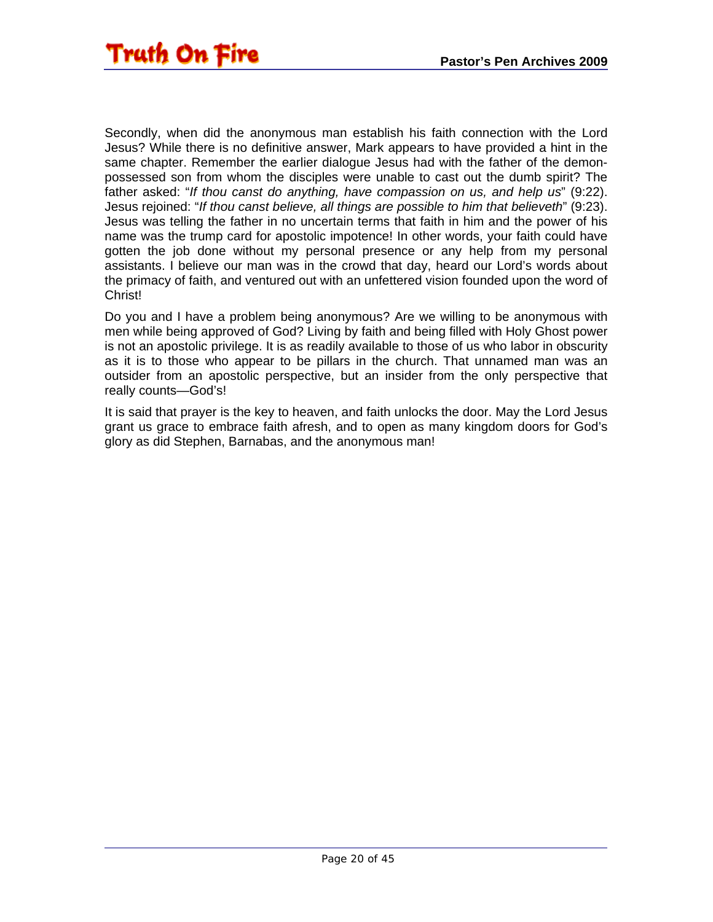Secondly, when did the anonymous man establish his faith connection with the Lord Jesus? While there is no definitive answer, Mark appears to have provided a hint in the same chapter. Remember the earlier dialogue Jesus had with the father of the demon-possessed son from whom the disciples were unable to cast out the dumb spirit? The father asked: "*If thou canst do anything, have compassion on us, and help us*" (9:22). Jesus rejoined: "*If thou canst believe, all things are possible to him that believeth*" (9:23). Jesus was telling the father in no uncertain terms that faith in him and the power of his name was the trump card for apostolic impotence! In other words, your faith could have gotten the job done without my personal presence or any help from my personal assistants. I believe our man was in the crowd that day, heard our Lord's words about the primacy of faith, and ventured out with an unfettered vision founded upon the word of Christ!

Do you and I have a problem being anonymous? Are we willing to be anonymous with men while being approved of God? Living by faith and being filled with Holy Ghost power is not an apostolic privilege. It is as readily available to those of us who labor in obscurity as it is to those who appear to be pillars in the church. That unnamed man was an outsider from an apostolic perspective, but an insider from the only perspective that really counts—God's!

It is said that prayer is the key to heaven, and faith unlocks the door. May the Lord Jesus grant us grace to embrace faith afresh, and to open as many kingdom doors for God's glory as did Stephen, Barnabas, and the anonymous man!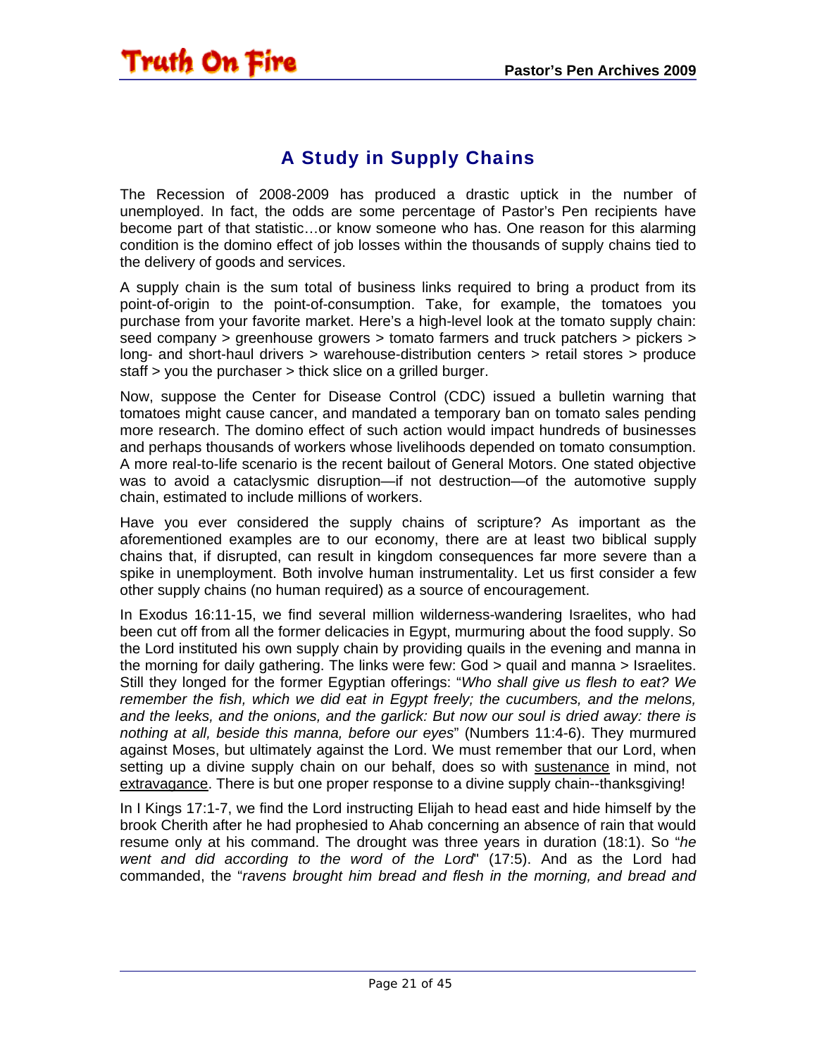## A Study in Supply Chains

The Recession of 2008-2009 has produced a drastic uptick in the number of unemployed. In fact, the odds are some percentage of Pastor's Pen recipients have become part of that statistic…or know someone who has. One reason for this alarming condition is the domino effect of job losses within the thousands of supply chains tied to the delivery of goods and services.

A supply chain is the sum total of business links required to bring a product from its point-of-origin to the point-of-consumption. Take, for example, the tomatoes you purchase from your favorite market. Here's a high-level look at the tomato supply chain: seed company > greenhouse growers > tomato farmers and truck patchers > pickers > long- and short-haul drivers > warehouse-distribution centers > retail stores > produce staff > you the purchaser > thick slice on a grilled burger.

Now, suppose the Center for Disease Control (CDC) issued a bulletin warning that tomatoes might cause cancer, and mandated a temporary ban on tomato sales pending more research. The domino effect of such action would impact hundreds of businesses and perhaps thousands of workers whose livelihoods depended on tomato consumption. A more real-to-life scenario is the recent bailout of General Motors. One stated objective was to avoid a cataclysmic disruption—if not destruction—of the automotive supply chain, estimated to include millions of workers.

Have you ever considered the supply chains of scripture? As important as the aforementioned examples are to our economy, there are at least two biblical supply chains that, if disrupted, can result in kingdom consequences far more severe than a spike in unemployment. Both involve human instrumentality. Let us first consider a few other supply chains (no human required) as a source of encouragement.

In Exodus 16:11-15, we find several million wilderness-wandering Israelites, who had been cut off from all the former delicacies in Egypt, murmuring about the food supply. So the Lord instituted his own supply chain by providing quails in the evening and manna in the morning for daily gathering. The links were few: God > quail and manna > Israelites. Still they longed for the former Egyptian offerings: "*Who shall give us flesh to eat? We remember the fish, which we did eat in Egypt freely; the cucumbers, and the melons, and the leeks, and the onions, and the garlick: But now our soul is dried away: there is nothing at all, beside this manna, before our eyes*" (Numbers 11:4-6). They murmured against Moses, but ultimately against the Lord. We must remember that our Lord, when setting up a divine supply chain on our behalf, does so with <u>sustenance</u> in mind, not <u>extravagance</u>. There is but one proper response to a divine supply chain--thanksgiving!

In I Kings 17:1-7, we find the Lord instructing Elijah to head east and hide himself by the brook Cherith after he had prophesied to Ahab concerning an absence of rain that would resume only at his command. The drought was three years in duration (18:1). So "*he went and did according to the word of the Lord*" (17:5). And as the Lord had commanded, the "*ravens brought him bread and flesh in the morning, and bread and*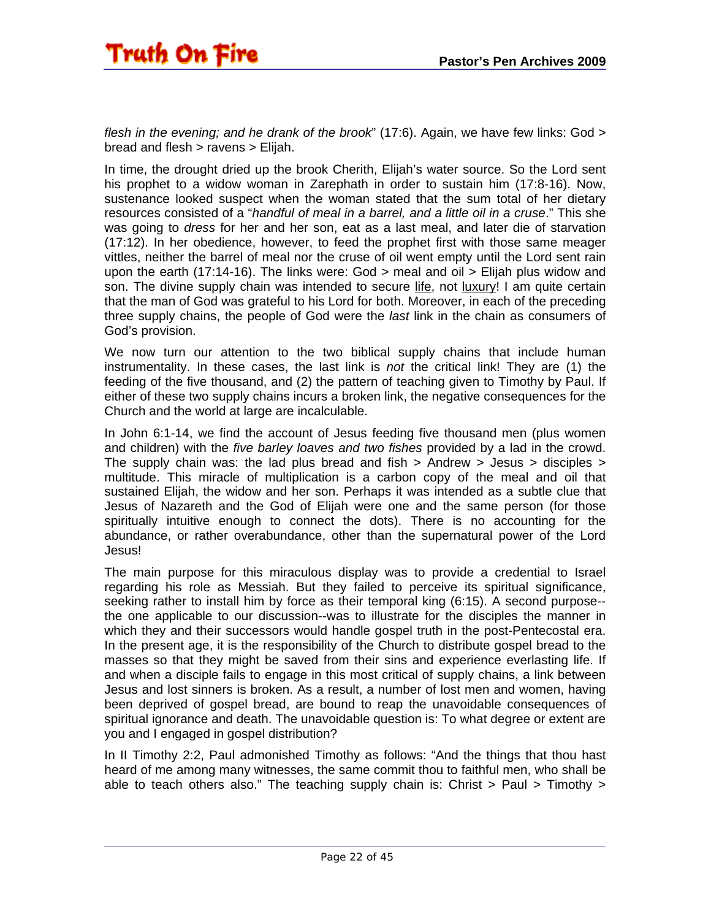*flesh in the evening; and he drank of the brook*" (17:6). Again, we have few links: God > bread and flesh > ravens > Elijah.

In time, the drought dried up the brook Cherith, Elijah's water source. So the Lord sent his prophet to a widow woman in Zarephath in order to sustain him (17:8-16). Now, sustenance looked suspect when the woman stated that the sum total of her dietary resources consisted of a "*handful of meal in a barrel, and a little oil in a cruse*." This she was going to *dress* for her and her son, eat as a last meal, and later die of starvation (17:12). In her obedience, however, to feed the prophet first with those same meager vittles, neither the barrel of meal nor the cruse of oil went empty until the Lord sent rain upon the earth (17:14-16). The links were: God > meal and oil > Elijah plus widow and son. The divine supply chain was intended to secure <u>life</u>, not <u>luxury</u>! I am quite certain that the man of God was grateful to his Lord for both. Moreover, in each of the preceding three supply chains, the people of God were the *last* link in the chain as consumers of God's provision.

We now turn our attention to the two biblical supply chains that include human instrumentality. In these cases, the last link is *not* the critical link! They are (1) the feeding of the five thousand, and (2) the pattern of teaching given to Timothy by Paul. If either of these two supply chains incurs a broken link, the negative consequences for the Church and the world at large are incalculable.

In John 6:1-14, we find the account of Jesus feeding five thousand men (plus women and children) with the *five barley loaves and two fishes* provided by a lad in the crowd. The supply chain was: the lad plus bread and fish > Andrew > Jesus > disciples > multitude. This miracle of multiplication is a carbon copy of the meal and oil that sustained Elijah, the widow and her son. Perhaps it was intended as a subtle clue that Jesus of Nazareth and the God of Elijah were one and the same person (for those spiritually intuitive enough to connect the dots). There is no accounting for the abundance, or rather overabundance, other than the supernatural power of the Lord Jesus!

The main purpose for this miraculous display was to provide a credential to Israel regarding his role as Messiah. But they failed to perceive its spiritual significance, seeking rather to install him by force as their temporal king (6:15). A second purpose--the one applicable to our discussion--was to illustrate for the disciples the manner in which they and their successors would handle gospel truth in the post-Pentecostal era. In the present age, it is the responsibility of the Church to distribute gospel bread to the masses so that they might be saved from their sins and experience everlasting life. If and when a disciple fails to engage in this most critical of supply chains, a link between Jesus and lost sinners is broken. As a result, a number of lost men and women, having been deprived of gospel bread, are bound to reap the unavoidable consequences of spiritual ignorance and death. The unavoidable question is: To what degree or extent are you and I engaged in gospel distribution?

In II Timothy 2:2, Paul admonished Timothy as follows: "And the things that thou hast heard of me among many witnesses, the same commit thou to faithful men, who shall be able to teach others also." The teaching supply chain is: Christ > Paul > Timothy >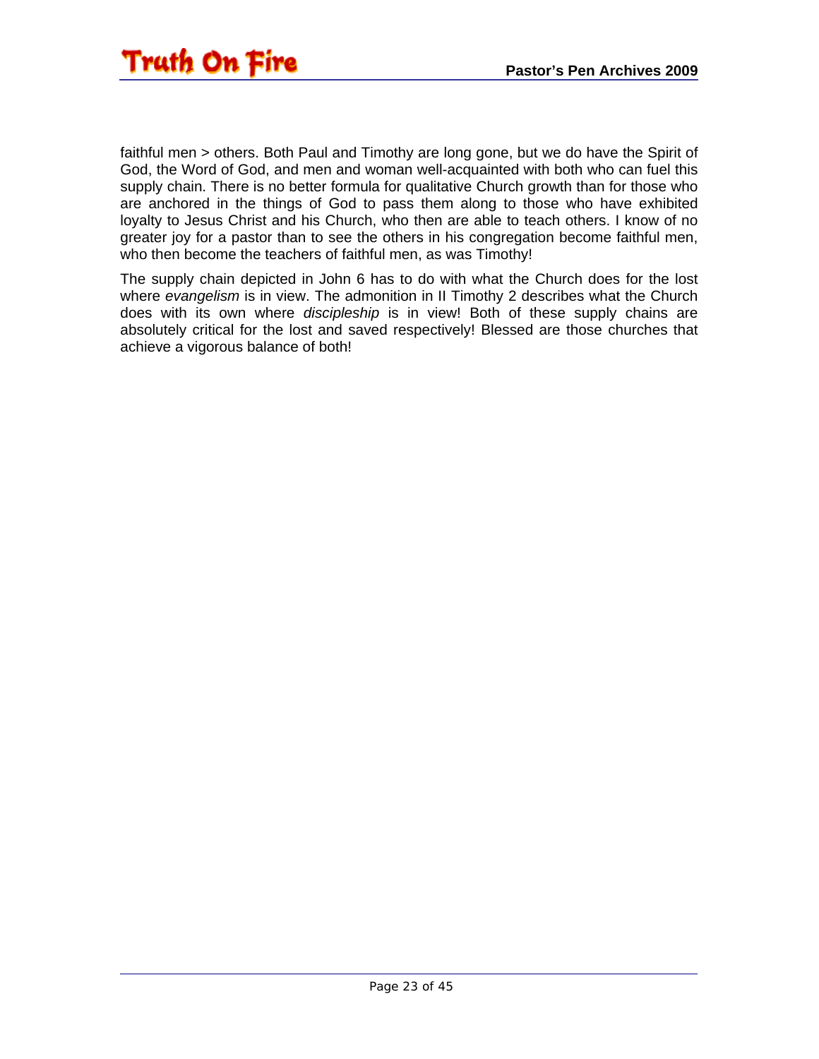faithful men > others. Both Paul and Timothy are long gone, but we do have the Spirit of God, the Word of God, and men and woman well-acquainted with both who can fuel this supply chain. There is no better formula for qualitative Church growth than for those who are anchored in the things of God to pass them along to those who have exhibited loyalty to Jesus Christ and his Church, who then are able to teach others. I know of no greater joy for a pastor than to see the others in his congregation become faithful men, who then become the teachers of faithful men, as was Timothy!

The supply chain depicted in John 6 has to do with what the Church does for the lost where *evangelism* is in view. The admonition in II Timothy 2 describes what the Church does with its own where *discipleship* is in view! Both of these supply chains are absolutely critical for the lost and saved respectively! Blessed are those churches that achieve a vigorous balance of both!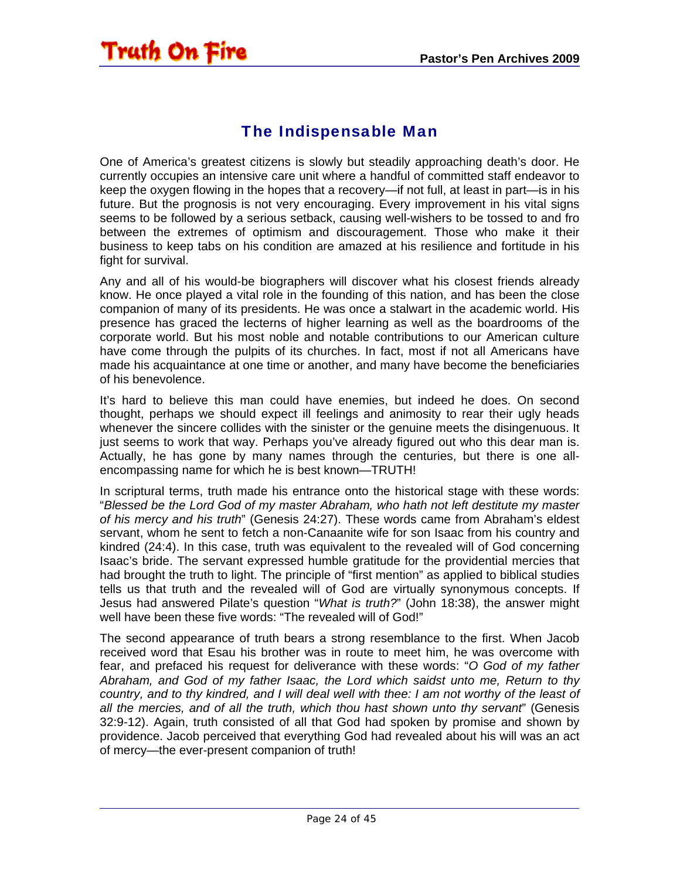## The Indispensable Man

One of America's greatest citizens is slowly but steadily approaching death's door. He currently occupies an intensive care unit where a handful of committed staff endeavor to keep the oxygen flowing in the hopes that a recovery—if not full, at least in part—is in his future. But the prognosis is not very encouraging. Every improvement in his vital signs seems to be followed by a serious setback, causing well-wishers to be tossed to and fro between the extremes of optimism and discouragement. Those who make it their business to keep tabs on his condition are amazed at his resilience and fortitude in his fight for survival.

Any and all of his would-be biographers will discover what his closest friends already know. He once played a vital role in the founding of this nation, and has been the close companion of many of its presidents. He was once a stalwart in the academic world. His presence has graced the lecterns of higher learning as well as the boardrooms of the corporate world. But his most noble and notable contributions to our American culture have come through the pulpits of its churches. In fact, most if not all Americans have made his acquaintance at one time or another, and many have become the beneficiaries of his benevolence.

It's hard to believe this man could have enemies, but indeed he does. On second thought, perhaps we should expect ill feelings and animosity to rear their ugly heads whenever the sincere collides with the sinister or the genuine meets the disingenuous. It just seems to work that way. Perhaps you've already figured out who this dear man is. Actually, he has gone by many names through the centuries, but there is one all-encompassing name for which he is best known—TRUTH!

In scriptural terms, truth made his entrance onto the historical stage with these words: "*Blessed be the Lord God of my master Abraham, who hath not left destitute my master of his mercy and his truth*" (Genesis 24:27). These words came from Abraham's eldest servant, whom he sent to fetch a non-Canaanite wife for son Isaac from his country and kindred (24:4). In this case, truth was equivalent to the revealed will of God concerning Isaac's bride. The servant expressed humble gratitude for the providential mercies that had brought the truth to light. The principle of "first mention" as applied to biblical studies tells us that truth and the revealed will of God are virtually synonymous concepts. If Jesus had answered Pilate's question "*What is truth?*" (John 18:38), the answer might well have been these five words: "The revealed will of God!"

The second appearance of truth bears a strong resemblance to the first. When Jacob received word that Esau his brother was in route to meet him, he was overcome with fear, and prefaced his request for deliverance with these words: "*O God of my father Abraham, and God of my father Isaac, the Lord which saidst unto me, Return to thy country, and to thy kindred, and I will deal well with thee: I am not worthy of the least of all the mercies, and of all the truth, which thou hast shown unto thy servant*" (Genesis 32:9-12). Again, truth consisted of all that God had spoken by promise and shown by providence. Jacob perceived that everything God had revealed about his will was an act of mercy—the ever-present companion of truth!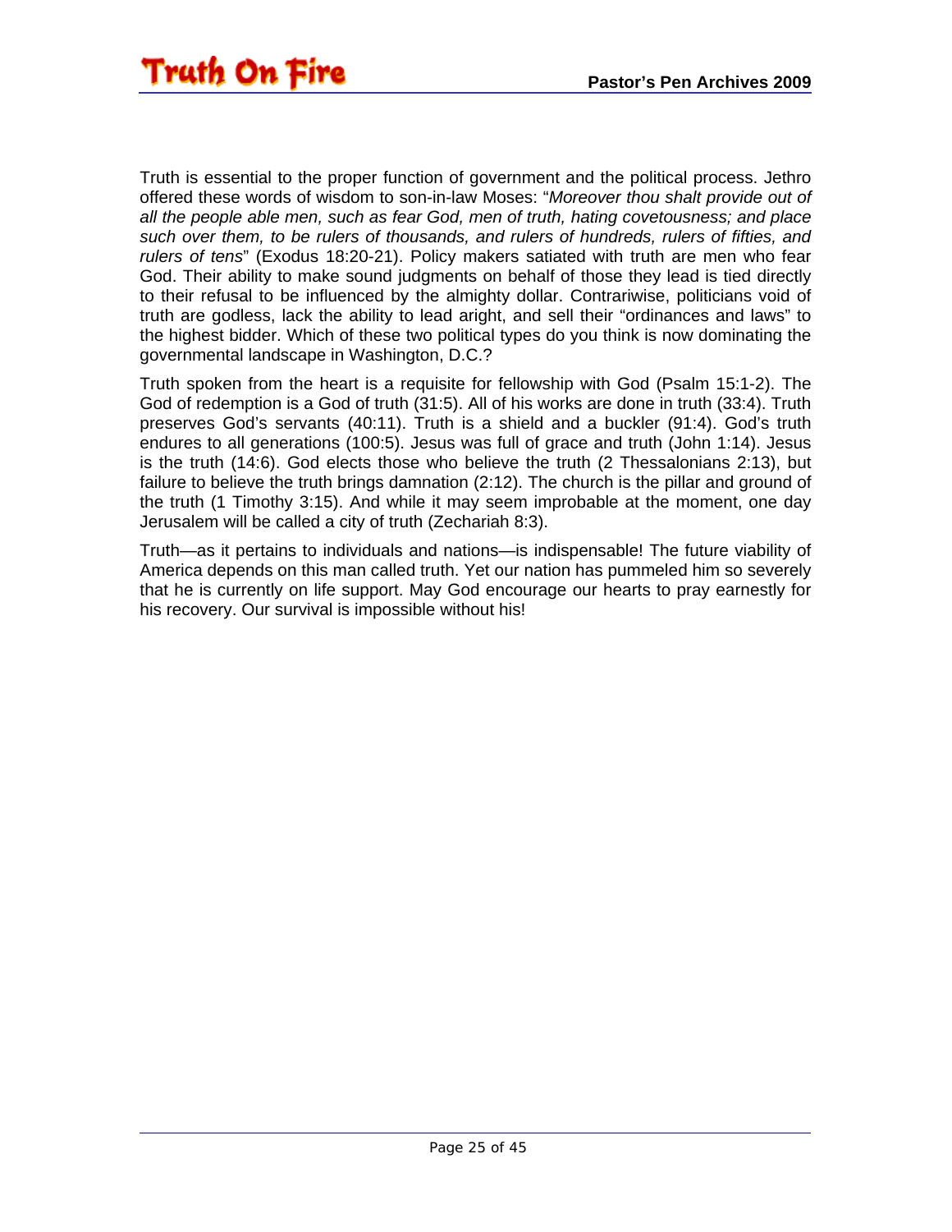Truth is essential to the proper function of government and the political process. Jethro offered these words of wisdom to son-in-law Moses: "*Moreover thou shalt provide out of all the people able men, such as fear God, men of truth, hating covetousness; and place such over them, to be rulers of thousands, and rulers of hundreds, rulers of fifties, and rulers of tens*" (Exodus 18:20-21). Policy makers satiated with truth are men who fear God. Their ability to make sound judgments on behalf of those they lead is tied directly to their refusal to be influenced by the almighty dollar. Contrariwise, politicians void of truth are godless, lack the ability to lead aright, and sell their "ordinances and laws" to the highest bidder. Which of these two political types do you think is now dominating the governmental landscape in Washington, D.C.?

Truth spoken from the heart is a requisite for fellowship with God (Psalm 15:1-2). The God of redemption is a God of truth (31:5). All of his works are done in truth (33:4). Truth preserves God's servants (40:11). Truth is a shield and a buckler (91:4). God's truth endures to all generations (100:5). Jesus was full of grace and truth (John 1:14). Jesus is the truth (14:6). God elects those who believe the truth (2 Thessalonians 2:13), but failure to believe the truth brings damnation (2:12). The church is the pillar and ground of the truth (1 Timothy 3:15). And while it may seem improbable at the moment, one day Jerusalem will be called a city of truth (Zechariah 8:3).

Truth—as it pertains to individuals and nations—is indispensable! The future viability of America depends on this man called truth. Yet our nation has pummeled him so severely that he is currently on life support. May God encourage our hearts to pray earnestly for his recovery. Our survival is impossible without his!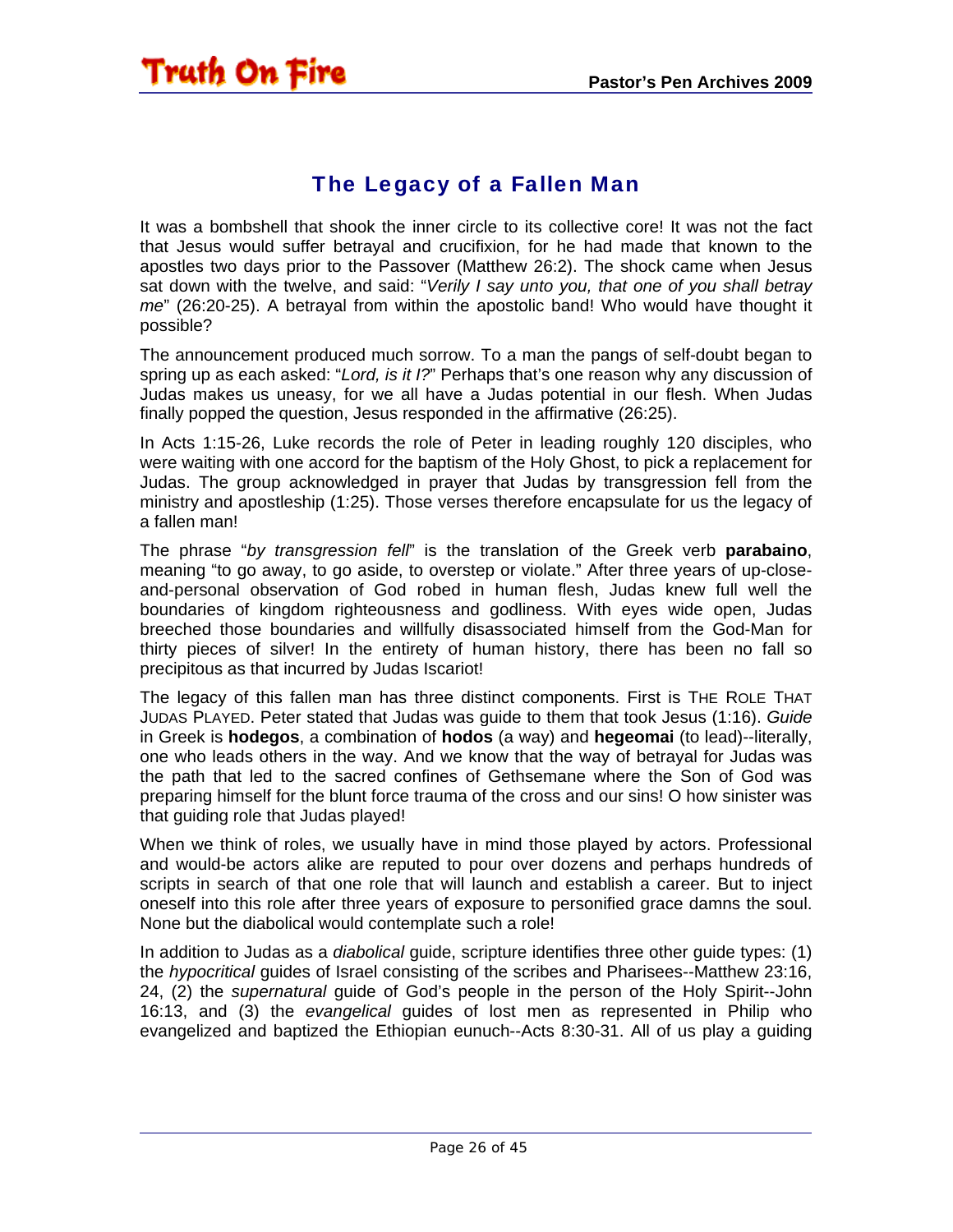## The Legacy of a Fallen Man

It was a bombshell that shook the inner circle to its collective core! It was not the fact that Jesus would suffer betrayal and crucifixion, for he had made that known to the apostles two days prior to the Passover (Matthew 26:2). The shock came when Jesus sat down with the twelve, and said: "*Verily I say unto you, that one of you shall betray me*" (26:20-25). A betrayal from within the apostolic band! Who would have thought it possible?

The announcement produced much sorrow. To a man the pangs of self-doubt began to spring up as each asked: "*Lord, is it I?*" Perhaps that's one reason why any discussion of Judas makes us uneasy, for we all have a Judas potential in our flesh. When Judas finally popped the question, Jesus responded in the affirmative (26:25).

In Acts 1:15-26, Luke records the role of Peter in leading roughly 120 disciples, who were waiting with one accord for the baptism of the Holy Ghost, to pick a replacement for Judas. The group acknowledged in prayer that Judas by transgression fell from the ministry and apostleship (1:25). Those verses therefore encapsulate for us the legacy of a fallen man!

The phrase "*by transgression fell*" is the translation of the Greek verb **parabaino**, meaning "to go away, to go aside, to overstep or violate." After three years of up-close-and-personal observation of God robed in human flesh, Judas knew full well the boundaries of kingdom righteousness and godliness. With eyes wide open, Judas breeched those boundaries and willfully disassociated himself from the God-Man for thirty pieces of silver! In the entirety of human history, there has been no fall so precipitous as that incurred by Judas Iscariot!

The legacy of this fallen man has three distinct components. First is THE ROLE THAT JUDAS PLAYED. Peter stated that Judas was guide to them that took Jesus (1:16). *Guide* in Greek is **hodegos**, a combination of **hodos** (a way) and **hegeomai** (to lead)--literally, one who leads others in the way. And we know that the way of betrayal for Judas was the path that led to the sacred confines of Gethsemane where the Son of God was preparing himself for the blunt force trauma of the cross and our sins! O how sinister was that guiding role that Judas played!

When we think of roles, we usually have in mind those played by actors. Professional and would-be actors alike are reputed to pour over dozens and perhaps hundreds of scripts in search of that one role that will launch and establish a career. But to inject oneself into this role after three years of exposure to personified grace damns the soul. None but the diabolical would contemplate such a role!

In addition to Judas as a *diabolical* guide, scripture identifies three other guide types: (1) the *hypocritical* guides of Israel consisting of the scribes and Pharisees--Matthew 23:16, 24, (2) the *supernatural* guide of God's people in the person of the Holy Spirit--John 16:13, and (3) the *evangelical* guides of lost men as represented in Philip who evangelized and baptized the Ethiopian eunuch--Acts 8:30-31. All of us play a guiding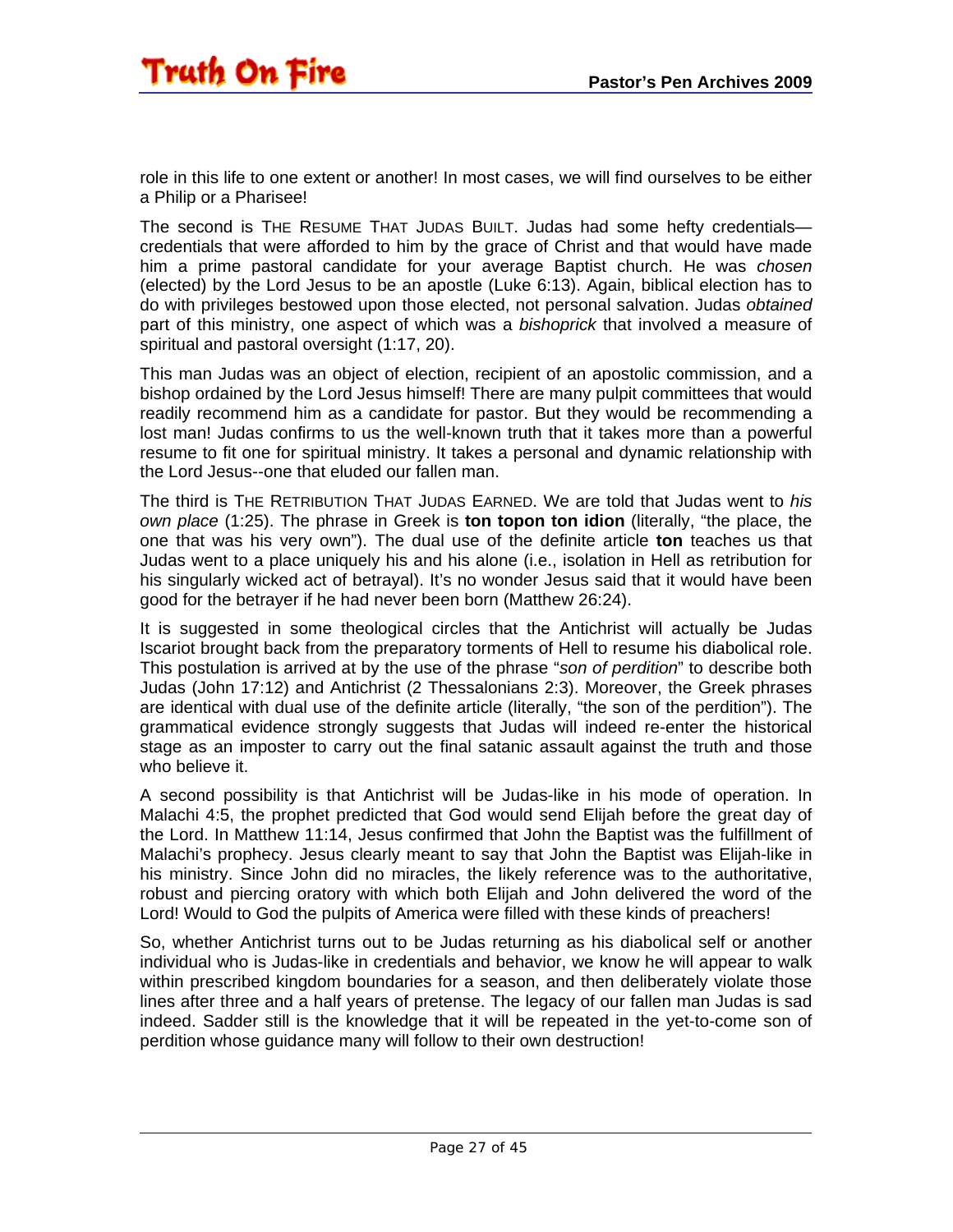role in this life to one extent or another! In most cases, we will find ourselves to be either a Philip or a Pharisee!

The second is THE RESUME THAT JUDAS BUILT. Judas had some hefty credentials—credentials that were afforded to him by the grace of Christ and that would have made him a prime pastoral candidate for your average Baptist church. He was *chosen* (elected) by the Lord Jesus to be an apostle (Luke 6:13). Again, biblical election has to do with privileges bestowed upon those elected, not personal salvation. Judas *obtained* part of this ministry, one aspect of which was a *bishoprick* that involved a measure of spiritual and pastoral oversight (1:17, 20).

This man Judas was an object of election, recipient of an apostolic commission, and a bishop ordained by the Lord Jesus himself! There are many pulpit committees that would readily recommend him as a candidate for pastor. But they would be recommending a lost man! Judas confirms to us the well-known truth that it takes more than a powerful resume to fit one for spiritual ministry. It takes a personal and dynamic relationship with the Lord Jesus--one that eluded our fallen man.

The third is THE RETRIBUTION THAT JUDAS EARNED. We are told that Judas went to *his own place* (1:25). The phrase in Greek is **ton topon ton idion** (literally, "the place, the one that was his very own"). The dual use of the definite article **ton** teaches us that Judas went to a place uniquely his and his alone (i.e., isolation in Hell as retribution for his singularly wicked act of betrayal). It's no wonder Jesus said that it would have been good for the betrayer if he had never been born (Matthew 26:24).

It is suggested in some theological circles that the Antichrist will actually be Judas Iscariot brought back from the preparatory torments of Hell to resume his diabolical role. This postulation is arrived at by the use of the phrase "*son of perdition*" to describe both Judas (John 17:12) and Antichrist (2 Thessalonians 2:3). Moreover, the Greek phrases are identical with dual use of the definite article (literally, "the son of the perdition"). The grammatical evidence strongly suggests that Judas will indeed re-enter the historical stage as an imposter to carry out the final satanic assault against the truth and those who believe it.

A second possibility is that Antichrist will be Judas-like in his mode of operation. In Malachi 4:5, the prophet predicted that God would send Elijah before the great day of the Lord. In Matthew 11:14, Jesus confirmed that John the Baptist was the fulfillment of Malachi's prophecy. Jesus clearly meant to say that John the Baptist was Elijah-like in his ministry. Since John did no miracles, the likely reference was to the authoritative, robust and piercing oratory with which both Elijah and John delivered the word of the Lord! Would to God the pulpits of America were filled with these kinds of preachers!

So, whether Antichrist turns out to be Judas returning as his diabolical self or another individual who is Judas-like in credentials and behavior, we know he will appear to walk within prescribed kingdom boundaries for a season, and then deliberately violate those lines after three and a half years of pretense. The legacy of our fallen man Judas is sad indeed. Sadder still is the knowledge that it will be repeated in the yet-to-come son of perdition whose guidance many will follow to their own destruction!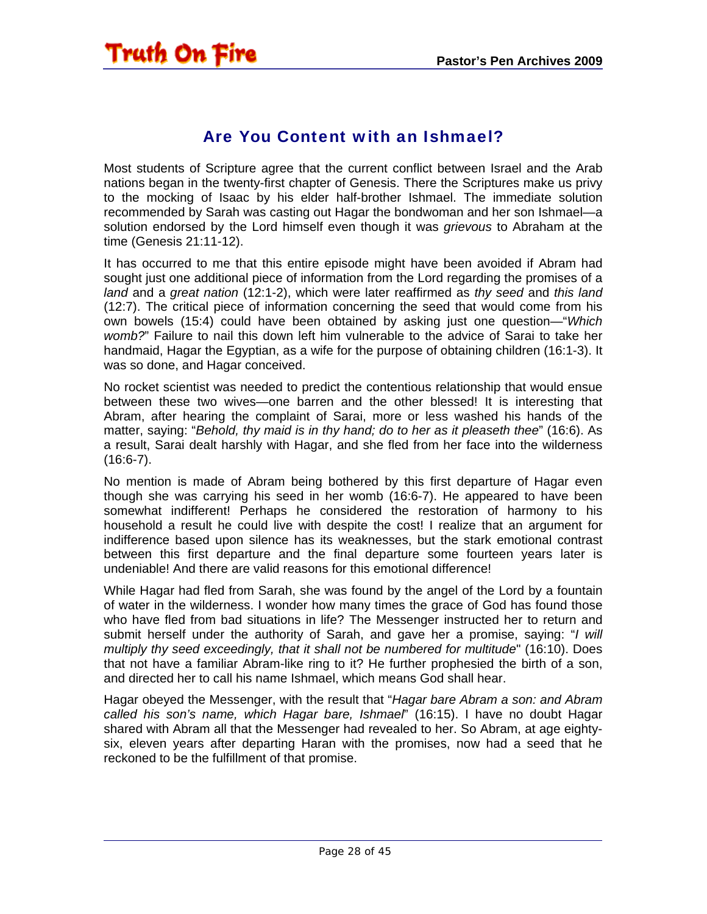## Are You Content with an Ishmael?

Most students of Scripture agree that the current conflict between Israel and the Arab nations began in the twenty-first chapter of Genesis. There the Scriptures make us privy to the mocking of Isaac by his elder half-brother Ishmael. The immediate solution recommended by Sarah was casting out Hagar the bondwoman and her son Ishmael—a solution endorsed by the Lord himself even though it was *grievous* to Abraham at the time (Genesis 21:11-12).

It has occurred to me that this entire episode might have been avoided if Abram had sought just one additional piece of information from the Lord regarding the promises of a *land* and a *great nation* (12:1-2), which were later reaffirmed as *thy seed* and *this land* (12:7). The critical piece of information concerning the seed that would come from his own bowels (15:4) could have been obtained by asking just one question—"*Which womb?*" Failure to nail this down left him vulnerable to the advice of Sarai to take her handmaid, Hagar the Egyptian, as a wife for the purpose of obtaining children (16:1-3). It was so done, and Hagar conceived.

No rocket scientist was needed to predict the contentious relationship that would ensue between these two wives—one barren and the other blessed! It is interesting that Abram, after hearing the complaint of Sarai, more or less washed his hands of the matter, saying: "*Behold, thy maid is in thy hand; do to her as it pleaseth thee*" (16:6). As a result, Sarai dealt harshly with Hagar, and she fled from her face into the wilderness (16:6-7).

No mention is made of Abram being bothered by this first departure of Hagar even though she was carrying his seed in her womb (16:6-7). He appeared to have been somewhat indifferent! Perhaps he considered the restoration of harmony to his household a result he could live with despite the cost! I realize that an argument for indifference based upon silence has its weaknesses, but the stark emotional contrast between this first departure and the final departure some fourteen years later is undeniable! And there are valid reasons for this emotional difference!

While Hagar had fled from Sarah, she was found by the angel of the Lord by a fountain of water in the wilderness. I wonder how many times the grace of God has found those who have fled from bad situations in life? The Messenger instructed her to return and submit herself under the authority of Sarah, and gave her a promise, saying: "*I will multiply thy seed exceedingly, that it shall not be numbered for multitude*" (16:10). Does that not have a familiar Abram-like ring to it? He further prophesied the birth of a son, and directed her to call his name Ishmael, which means God shall hear.

Hagar obeyed the Messenger, with the result that "*Hagar bare Abram a son: and Abram called his son's name, which Hagar bare, Ishmael*" (16:15). I have no doubt Hagar shared with Abram all that the Messenger had revealed to her. So Abram, at age eighty-six, eleven years after departing Haran with the promises, now had a seed that he reckoned to be the fulfillment of that promise.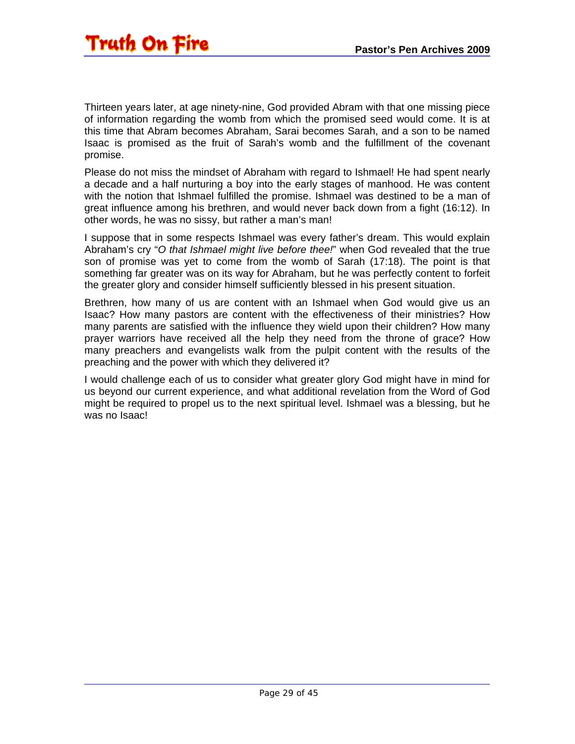Thirteen years later, at age ninety-nine, God provided Abram with that one missing piece of information regarding the womb from which the promised seed would come. It is at this time that Abram becomes Abraham, Sarai becomes Sarah, and a son to be named Isaac is promised as the fruit of Sarah's womb and the fulfillment of the covenant promise.

Please do not miss the mindset of Abraham with regard to Ishmael! He had spent nearly a decade and a half nurturing a boy into the early stages of manhood. He was content with the notion that Ishmael fulfilled the promise. Ishmael was destined to be a man of great influence among his brethren, and would never back down from a fight (16:12). In other words, he was no sissy, but rather a man's man!

I suppose that in some respects Ishmael was every father's dream. This would explain Abraham's cry "*O that Ishmael might live before thee!*" when God revealed that the true son of promise was yet to come from the womb of Sarah (17:18). The point is that something far greater was on its way for Abraham, but he was perfectly content to forfeit the greater glory and consider himself sufficiently blessed in his present situation.

Brethren, how many of us are content with an Ishmael when God would give us an Isaac? How many pastors are content with the effectiveness of their ministries? How many parents are satisfied with the influence they wield upon their children? How many prayer warriors have received all the help they need from the throne of grace? How many preachers and evangelists walk from the pulpit content with the results of the preaching and the power with which they delivered it?

I would challenge each of us to consider what greater glory God might have in mind for us beyond our current experience, and what additional revelation from the Word of God might be required to propel us to the next spiritual level. Ishmael was a blessing, but he was no Isaac!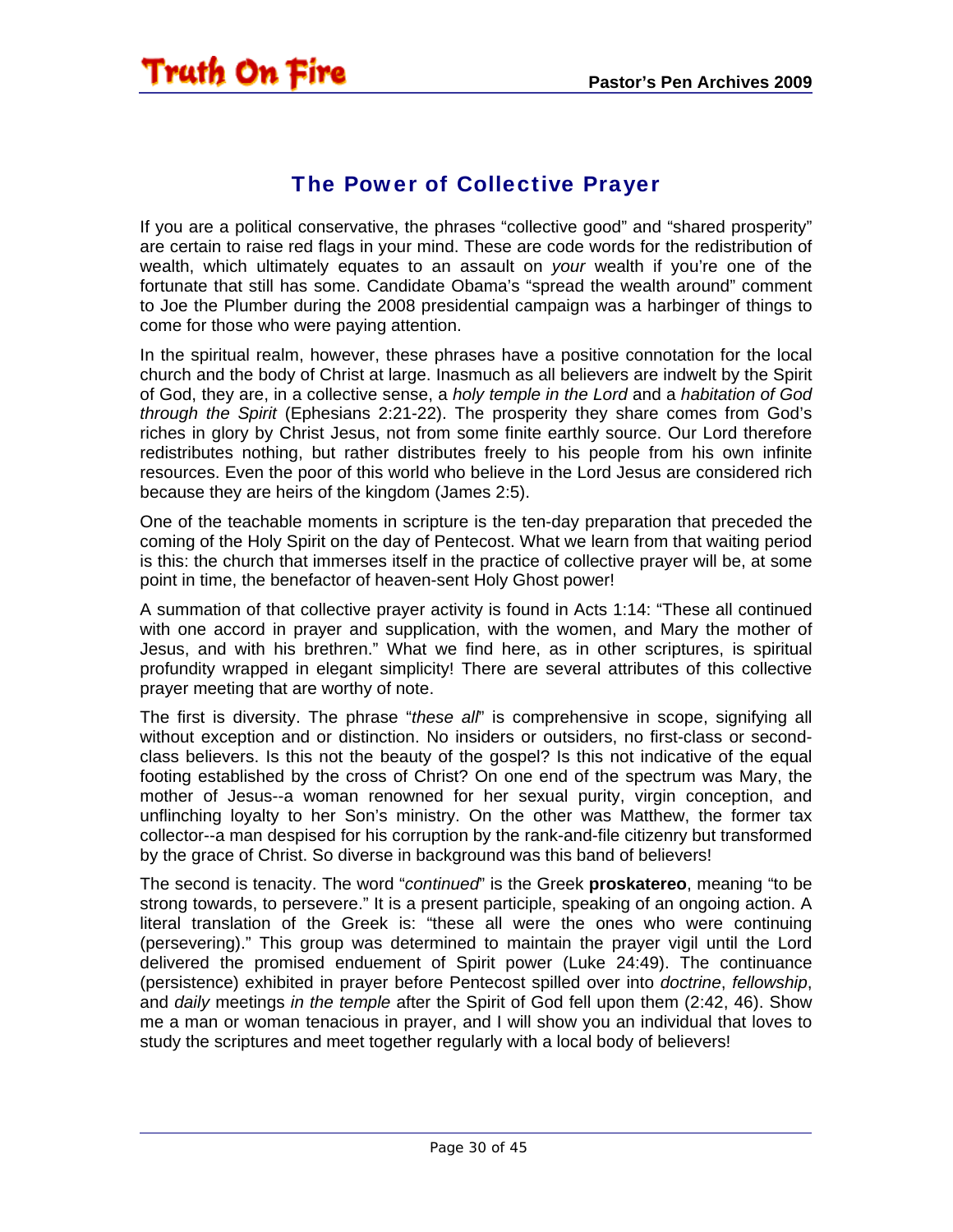## The Power of Collective Prayer

If you are a political conservative, the phrases "collective good" and "shared prosperity" are certain to raise red flags in your mind. These are code words for the redistribution of wealth, which ultimately equates to an assault on *your* wealth if you're one of the fortunate that still has some. Candidate Obama's "spread the wealth around" comment to Joe the Plumber during the 2008 presidential campaign was a harbinger of things to come for those who were paying attention.

In the spiritual realm, however, these phrases have a positive connotation for the local church and the body of Christ at large. Inasmuch as all believers are indwelt by the Spirit of God, they are, in a collective sense, a *holy temple in the Lord* and a *habitation of God through the Spirit* (Ephesians 2:21-22). The prosperity they share comes from God's riches in glory by Christ Jesus, not from some finite earthly source. Our Lord therefore redistributes nothing, but rather distributes freely to his people from his own infinite resources. Even the poor of this world who believe in the Lord Jesus are considered rich because they are heirs of the kingdom (James 2:5).

One of the teachable moments in scripture is the ten-day preparation that preceded the coming of the Holy Spirit on the day of Pentecost. What we learn from that waiting period is this: the church that immerses itself in the practice of collective prayer will be, at some point in time, the benefactor of heaven-sent Holy Ghost power!

A summation of that collective prayer activity is found in Acts 1:14: "These all continued with one accord in prayer and supplication, with the women, and Mary the mother of Jesus, and with his brethren." What we find here, as in other scriptures, is spiritual profundity wrapped in elegant simplicity! There are several attributes of this collective prayer meeting that are worthy of note.

The first is diversity. The phrase "*these all*" is comprehensive in scope, signifying all without exception and or distinction. No insiders or outsiders, no first-class or second-class believers. Is this not the beauty of the gospel? Is this not indicative of the equal footing established by the cross of Christ? On one end of the spectrum was Mary, the mother of Jesus--a woman renowned for her sexual purity, virgin conception, and unflinching loyalty to her Son's ministry. On the other was Matthew, the former tax collector--a man despised for his corruption by the rank-and-file citizenry but transformed by the grace of Christ. So diverse in background was this band of believers!

The second is tenacity. The word "*continued*" is the Greek **proskatereo**, meaning "to be strong towards, to persevere." It is a present participle, speaking of an ongoing action. A literal translation of the Greek is: "these all were the ones who were continuing (persevering)." This group was determined to maintain the prayer vigil until the Lord delivered the promised enduement of Spirit power (Luke 24:49). The continuance (persistence) exhibited in prayer before Pentecost spilled over into *doctrine*, *fellowship*, and *daily* meetings *in the temple* after the Spirit of God fell upon them (2:42, 46). Show me a man or woman tenacious in prayer, and I will show you an individual that loves to study the scriptures and meet together regularly with a local body of believers!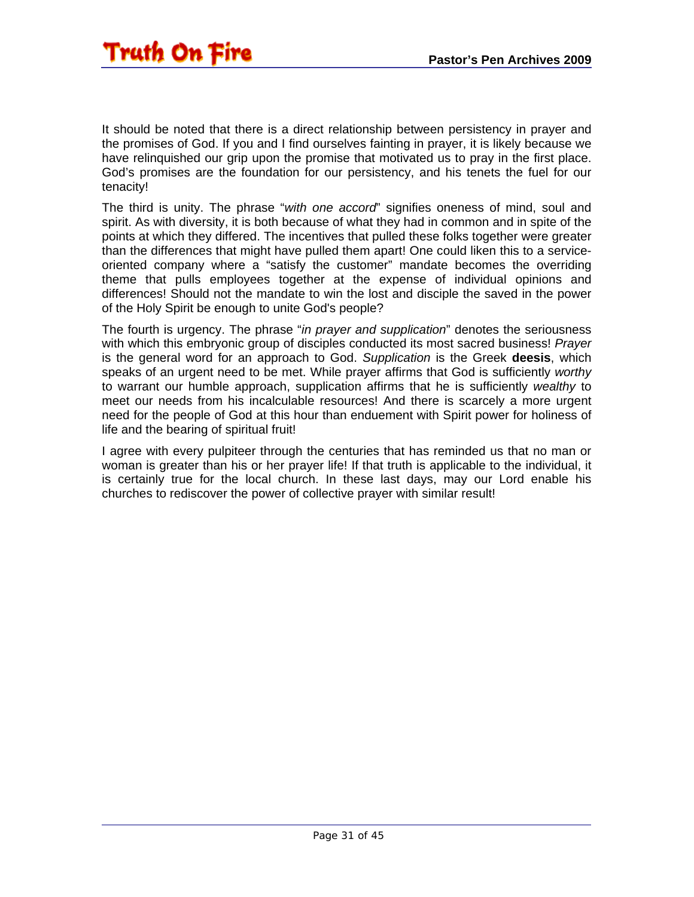It should be noted that there is a direct relationship between persistency in prayer and the promises of God. If you and I find ourselves fainting in prayer, it is likely because we have relinquished our grip upon the promise that motivated us to pray in the first place. God's promises are the foundation for our persistency, and his tenets the fuel for our tenacity!

The third is unity. The phrase "*with one accord*" signifies oneness of mind, soul and spirit. As with diversity, it is both because of what they had in common and in spite of the points at which they differed. The incentives that pulled these folks together were greater than the differences that might have pulled them apart! One could liken this to a service-oriented company where a "satisfy the customer" mandate becomes the overriding theme that pulls employees together at the expense of individual opinions and differences! Should not the mandate to win the lost and disciple the saved in the power of the Holy Spirit be enough to unite God's people?

The fourth is urgency. The phrase "*in prayer and supplication*" denotes the seriousness with which this embryonic group of disciples conducted its most sacred business! *Prayer* is the general word for an approach to God. *Supplication* is the Greek **deesis**, which speaks of an urgent need to be met. While prayer affirms that God is sufficiently *worthy* to warrant our humble approach, supplication affirms that he is sufficiently *wealthy* to meet our needs from his incalculable resources! And there is scarcely a more urgent need for the people of God at this hour than enduement with Spirit power for holiness of life and the bearing of spiritual fruit!

I agree with every pulpiteer through the centuries that has reminded us that no man or woman is greater than his or her prayer life! If that truth is applicable to the individual, it is certainly true for the local church. In these last days, may our Lord enable his churches to rediscover the power of collective prayer with similar result!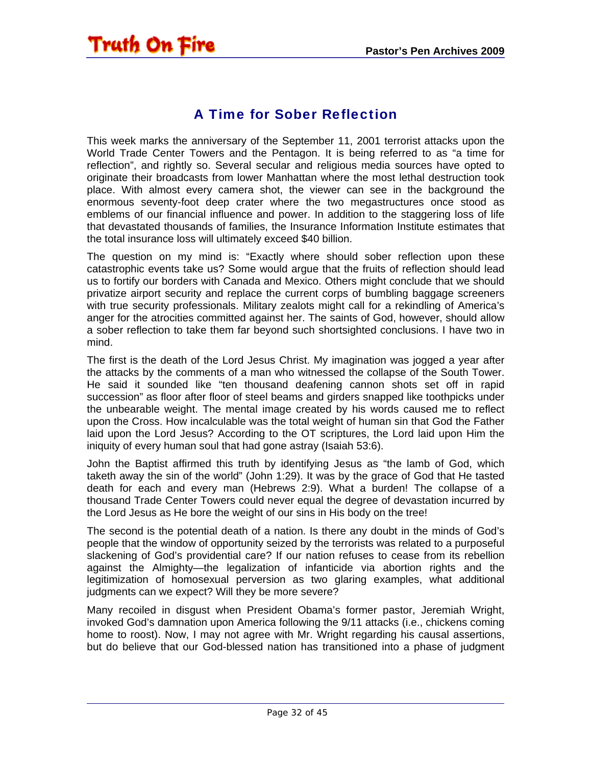## A Time for Sober Reflection

This week marks the anniversary of the September 11, 2001 terrorist attacks upon the World Trade Center Towers and the Pentagon. It is being referred to as "a time for reflection", and rightly so. Several secular and religious media sources have opted to originate their broadcasts from lower Manhattan where the most lethal destruction took place. With almost every camera shot, the viewer can see in the background the enormous seventy-foot deep crater where the two megastructures once stood as emblems of our financial influence and power. In addition to the staggering loss of life that devastated thousands of families, the Insurance Information Institute estimates that the total insurance loss will ultimately exceed $40 billion.

The question on my mind is: "Exactly where should sober reflection upon these catastrophic events take us? Some would argue that the fruits of reflection should lead us to fortify our borders with Canada and Mexico. Others might conclude that we should privatize airport security and replace the current corps of bumbling baggage screeners with true security professionals. Military zealots might call for a rekindling of America's anger for the atrocities committed against her. The saints of God, however, should allow a sober reflection to take them far beyond such shortsighted conclusions. I have two in mind.

The first is the death of the Lord Jesus Christ. My imagination was jogged a year after the attacks by the comments of a man who witnessed the collapse of the South Tower. He said it sounded like "ten thousand deafening cannon shots set off in rapid succession" as floor after floor of steel beams and girders snapped like toothpicks under the unbearable weight. The mental image created by his words caused me to reflect upon the Cross. How incalculable was the total weight of human sin that God the Father laid upon the Lord Jesus? According to the OT scriptures, the Lord laid upon Him the iniquity of every human soul that had gone astray (Isaiah 53:6).

John the Baptist affirmed this truth by identifying Jesus as "the lamb of God, which taketh away the sin of the world" (John 1:29). It was by the grace of God that He tasted death for each and every man (Hebrews 2:9). What a burden! The collapse of a thousand Trade Center Towers could never equal the degree of devastation incurred by the Lord Jesus as He bore the weight of our sins in His body on the tree!

The second is the potential death of a nation. Is there any doubt in the minds of God's people that the window of opportunity seized by the terrorists was related to a purposeful slackening of God's providential care? If our nation refuses to cease from its rebellion against the Almighty—the legalization of infanticide via abortion rights and the legitimization of homosexual perversion as two glaring examples, what additional judgments can we expect? Will they be more severe?

Many recoiled in disgust when President Obama's former pastor, Jeremiah Wright, invoked God's damnation upon America following the 9/11 attacks (i.e., chickens coming home to roost). Now, I may not agree with Mr. Wright regarding his causal assertions, but do believe that our God-blessed nation has transitioned into a phase of judgment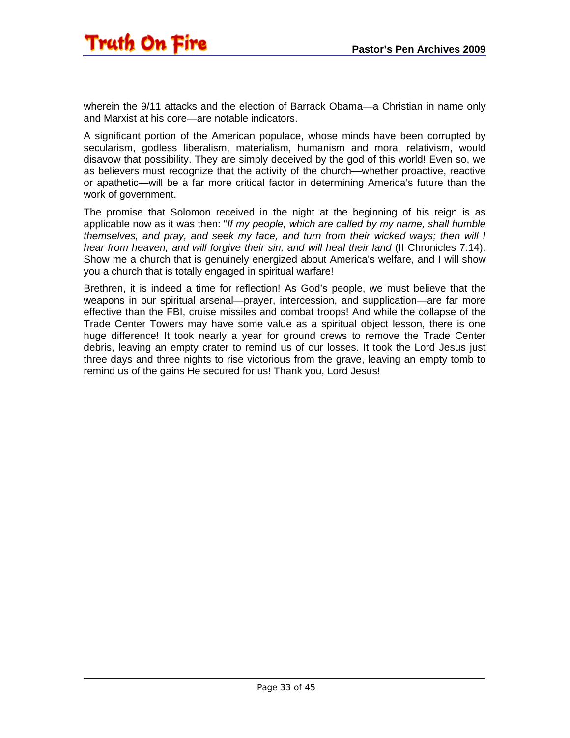wherein the 9/11 attacks and the election of Barrack Obama—a Christian in name only and Marxist at his core—are notable indicators.

A significant portion of the American populace, whose minds have been corrupted by secularism, godless liberalism, materialism, humanism and moral relativism, would disavow that possibility. They are simply deceived by the god of this world! Even so, we as believers must recognize that the activity of the church—whether proactive, reactive or apathetic—will be a far more critical factor in determining America's future than the work of government.

The promise that Solomon received in the night at the beginning of his reign is as applicable now as it was then: "*If my people, which are called by my name, shall humble themselves, and pray, and seek my face, and turn from their wicked ways; then will I hear from heaven, and will forgive their sin, and will heal their land* (II Chronicles 7:14). Show me a church that is genuinely energized about America's welfare, and I will show you a church that is totally engaged in spiritual warfare!

Brethren, it is indeed a time for reflection! As God's people, we must believe that the weapons in our spiritual arsenal—prayer, intercession, and supplication—are far more effective than the FBI, cruise missiles and combat troops! And while the collapse of the Trade Center Towers may have some value as a spiritual object lesson, there is one huge difference! It took nearly a year for ground crews to remove the Trade Center debris, leaving an empty crater to remind us of our losses. It took the Lord Jesus just three days and three nights to rise victorious from the grave, leaving an empty tomb to remind us of the gains He secured for us! Thank you, Lord Jesus!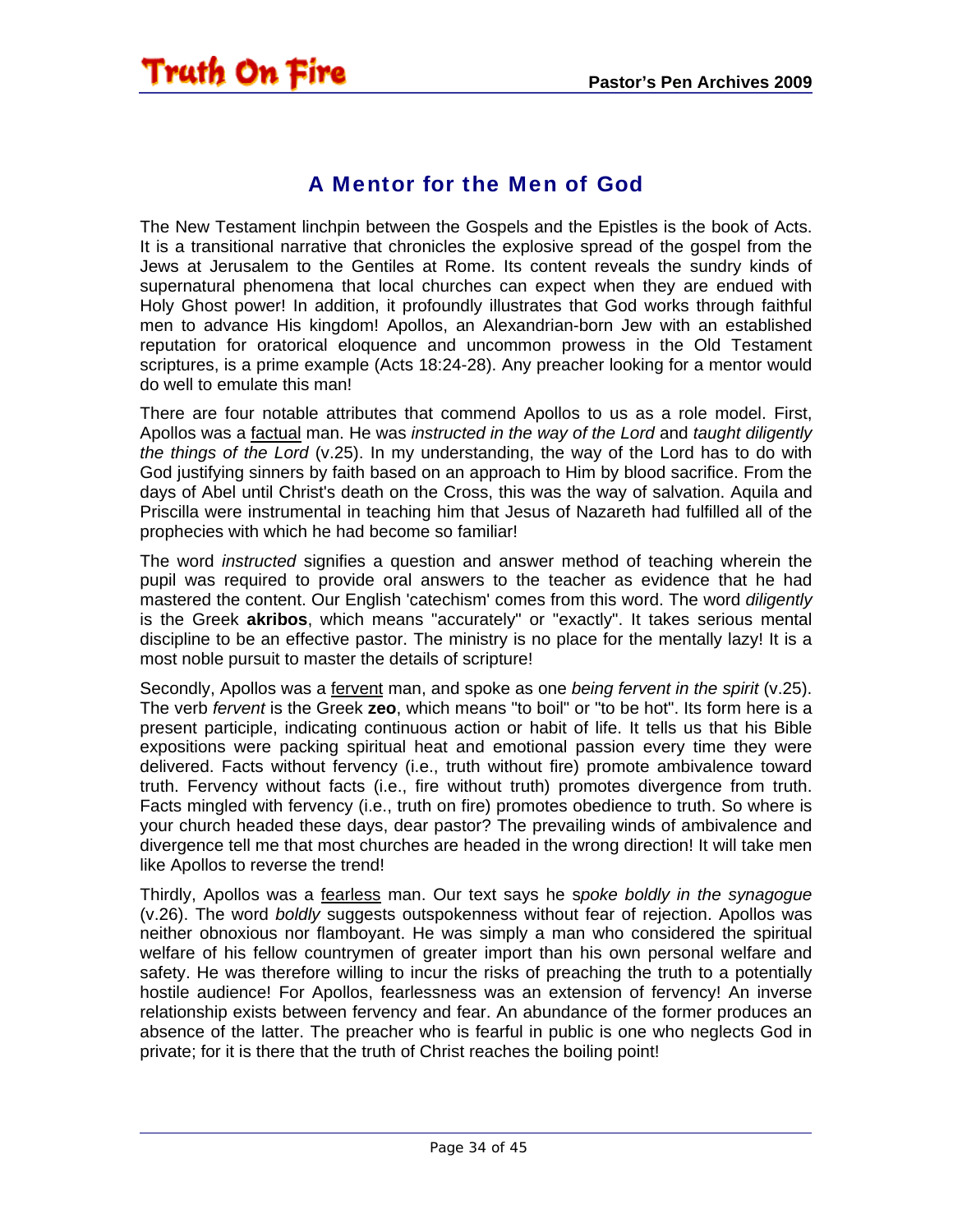## A Mentor for the Men of God

The New Testament linchpin between the Gospels and the Epistles is the book of Acts. It is a transitional narrative that chronicles the explosive spread of the gospel from the Jews at Jerusalem to the Gentiles at Rome. Its content reveals the sundry kinds of supernatural phenomena that local churches can expect when they are endued with Holy Ghost power! In addition, it profoundly illustrates that God works through faithful men to advance His kingdom! Apollos, an Alexandrian-born Jew with an established reputation for oratorical eloquence and uncommon prowess in the Old Testament scriptures, is a prime example (Acts 18:24-28). Any preacher looking for a mentor would do well to emulate this man!

There are four notable attributes that commend Apollos to us as a role model. First, Apollos was a <u>factual</u> man. He was *instructed in the way of the Lord* and *taught diligently the things of the Lord* (v.25). In my understanding, the way of the Lord has to do with God justifying sinners by faith based on an approach to Him by blood sacrifice. From the days of Abel until Christ's death on the Cross, this was the way of salvation. Aquila and Priscilla were instrumental in teaching him that Jesus of Nazareth had fulfilled all of the prophecies with which he had become so familiar!

The word *instructed* signifies a question and answer method of teaching wherein the pupil was required to provide oral answers to the teacher as evidence that he had mastered the content. Our English 'catechism' comes from this word. The word *diligently* is the Greek **akribos**, which means "accurately" or "exactly". It takes serious mental discipline to be an effective pastor. The ministry is no place for the mentally lazy! It is a most noble pursuit to master the details of scripture!

Secondly, Apollos was a <u>fervent</u> man, and spoke as one *being fervent in the spirit* (v.25). The verb *fervent* is the Greek **zeo**, which means "to boil" or "to be hot". Its form here is a present participle, indicating continuous action or habit of life. It tells us that his Bible expositions were packing spiritual heat and emotional passion every time they were delivered. Facts without fervency (i.e., truth without fire) promote ambivalence toward truth. Fervency without facts (i.e., fire without truth) promotes divergence from truth. Facts mingled with fervency (i.e., truth on fire) promotes obedience to truth. So where is your church headed these days, dear pastor? The prevailing winds of ambivalence and divergence tell me that most churches are headed in the wrong direction! It will take men like Apollos to reverse the trend!

Thirdly, Apollos was a <u>fearless</u> man. Our text says he s*poke boldly in the synagogue* (v.26). The word *boldly* suggests outspokenness without fear of rejection. Apollos was neither obnoxious nor flamboyant. He was simply a man who considered the spiritual welfare of his fellow countrymen of greater import than his own personal welfare and safety. He was therefore willing to incur the risks of preaching the truth to a potentially hostile audience! For Apollos, fearlessness was an extension of fervency! An inverse relationship exists between fervency and fear. An abundance of the former produces an absence of the latter. The preacher who is fearful in public is one who neglects God in private; for it is there that the truth of Christ reaches the boiling point!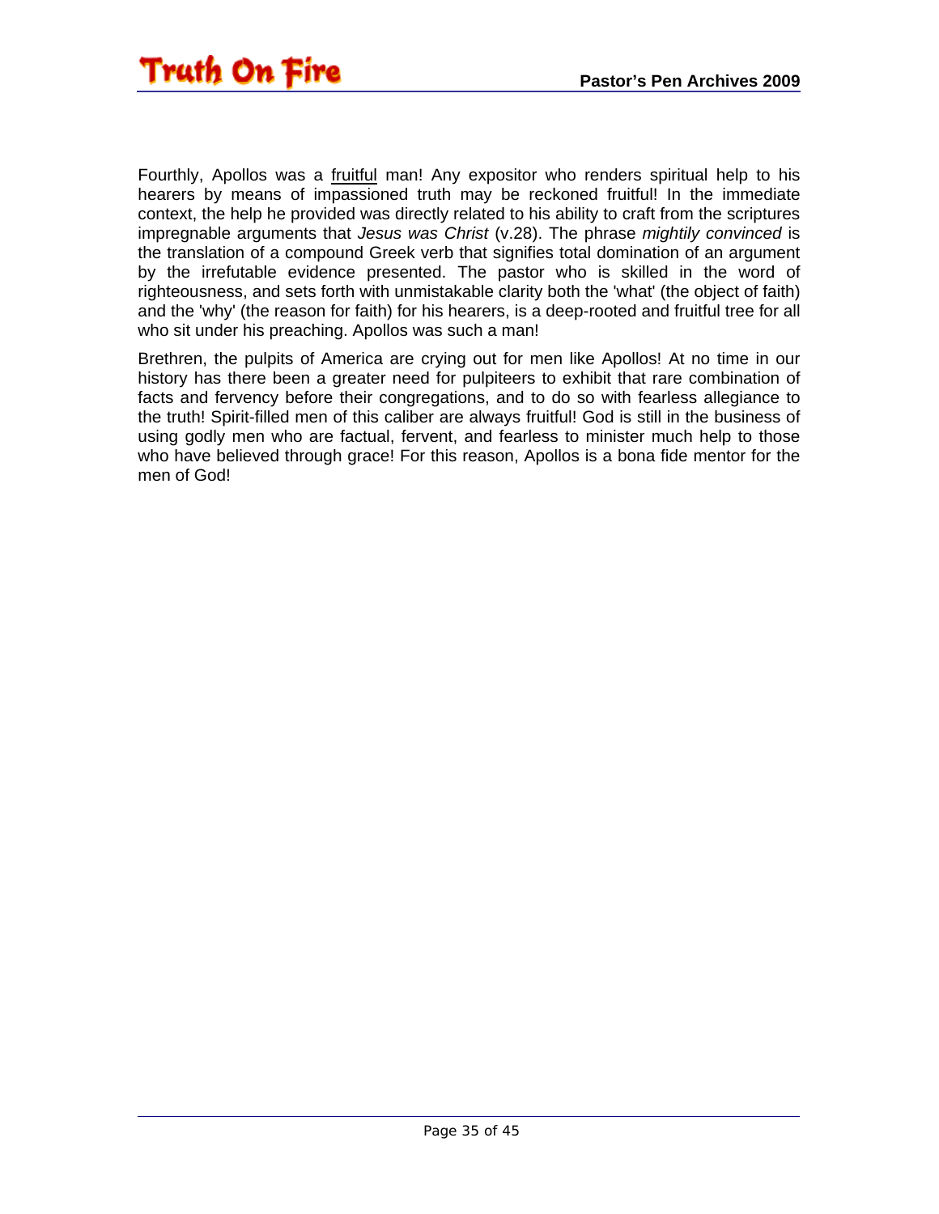Fourthly, Apollos was a <u>fruitful</u> man! Any expositor who renders spiritual help to his hearers by means of impassioned truth may be reckoned fruitful! In the immediate context, the help he provided was directly related to his ability to craft from the scriptures impregnable arguments that *Jesus was Christ* (v.28). The phrase *mightily convinced* is the translation of a compound Greek verb that signifies total domination of an argument by the irrefutable evidence presented. The pastor who is skilled in the word of righteousness, and sets forth with unmistakable clarity both the 'what' (the object of faith) and the 'why' (the reason for faith) for his hearers, is a deep-rooted and fruitful tree for all who sit under his preaching. Apollos was such a man!

Brethren, the pulpits of America are crying out for men like Apollos! At no time in our history has there been a greater need for pulpiteers to exhibit that rare combination of facts and fervency before their congregations, and to do so with fearless allegiance to the truth! Spirit-filled men of this caliber are always fruitful! God is still in the business of using godly men who are factual, fervent, and fearless to minister much help to those who have believed through grace! For this reason, Apollos is a bona fide mentor for the men of God!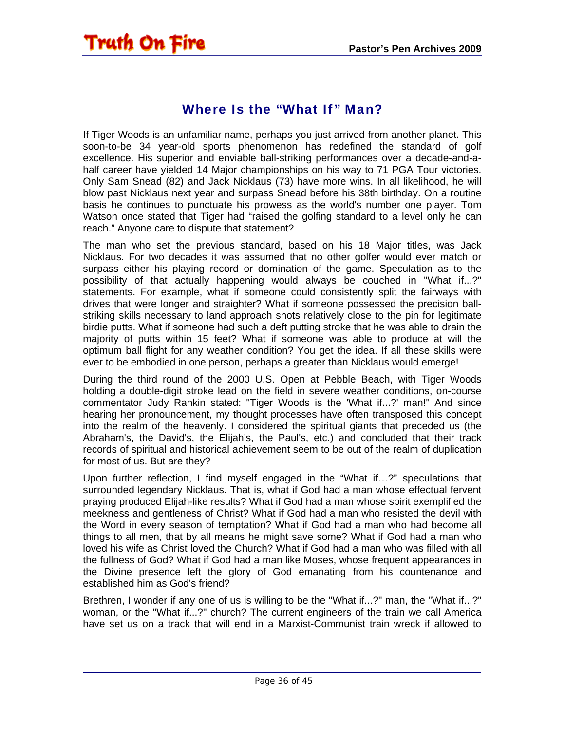## Where Is the “What If” Man?

If Tiger Woods is an unfamiliar name, perhaps you just arrived from another planet. This soon-to-be 34 year-old sports phenomenon has redefined the standard of golf excellence. His superior and enviable ball-striking performances over a decade-and-a-half career have yielded 14 Major championships on his way to 71 PGA Tour victories. Only Sam Snead (82) and Jack Nicklaus (73) have more wins. In all likelihood, he will blow past Nicklaus next year and surpass Snead before his 38th birthday. On a routine basis he continues to punctuate his prowess as the world's number one player. Tom Watson once stated that Tiger had “raised the golfing standard to a level only he can reach.” Anyone care to dispute that statement?

The man who set the previous standard, based on his 18 Major titles, was Jack Nicklaus. For two decades it was assumed that no other golfer would ever match or surpass either his playing record or domination of the game. Speculation as to the possibility of that actually happening would always be couched in "What if...?" statements. For example, what if someone could consistently split the fairways with drives that were longer and straighter? What if someone possessed the precision ball-striking skills necessary to land approach shots relatively close to the pin for legitimate birdie putts. What if someone had such a deft putting stroke that he was able to drain the majority of putts within 15 feet? What if someone was able to produce at will the optimum ball flight for any weather condition? You get the idea. If all these skills were ever to be embodied in one person, perhaps a greater than Nicklaus would emerge!

During the third round of the 2000 U.S. Open at Pebble Beach, with Tiger Woods holding a double-digit stroke lead on the field in severe weather conditions, on-course commentator Judy Rankin stated: "Tiger Woods is the 'What if...?' man!" And since hearing her pronouncement, my thought processes have often transposed this concept into the realm of the heavenly. I considered the spiritual giants that preceded us (the Abraham's, the David's, the Elijah's, the Paul's, etc.) and concluded that their track records of spiritual and historical achievement seem to be out of the realm of duplication for most of us. But are they?

Upon further reflection, I find myself engaged in the “What if…?” speculations that surrounded legendary Nicklaus. That is, what if God had a man whose effectual fervent praying produced Elijah-like results? What if God had a man whose spirit exemplified the meekness and gentleness of Christ? What if God had a man who resisted the devil with the Word in every season of temptation? What if God had a man who had become all things to all men, that by all means he might save some? What if God had a man who loved his wife as Christ loved the Church? What if God had a man who was filled with all the fullness of God? What if God had a man like Moses, whose frequent appearances in the Divine presence left the glory of God emanating from his countenance and established him as God's friend?

Brethren, I wonder if any one of us is willing to be the "What if...?" man, the "What if...?" woman, or the "What if...?" church? The current engineers of the train we call America have set us on a track that will end in a Marxist-Communist train wreck if allowed to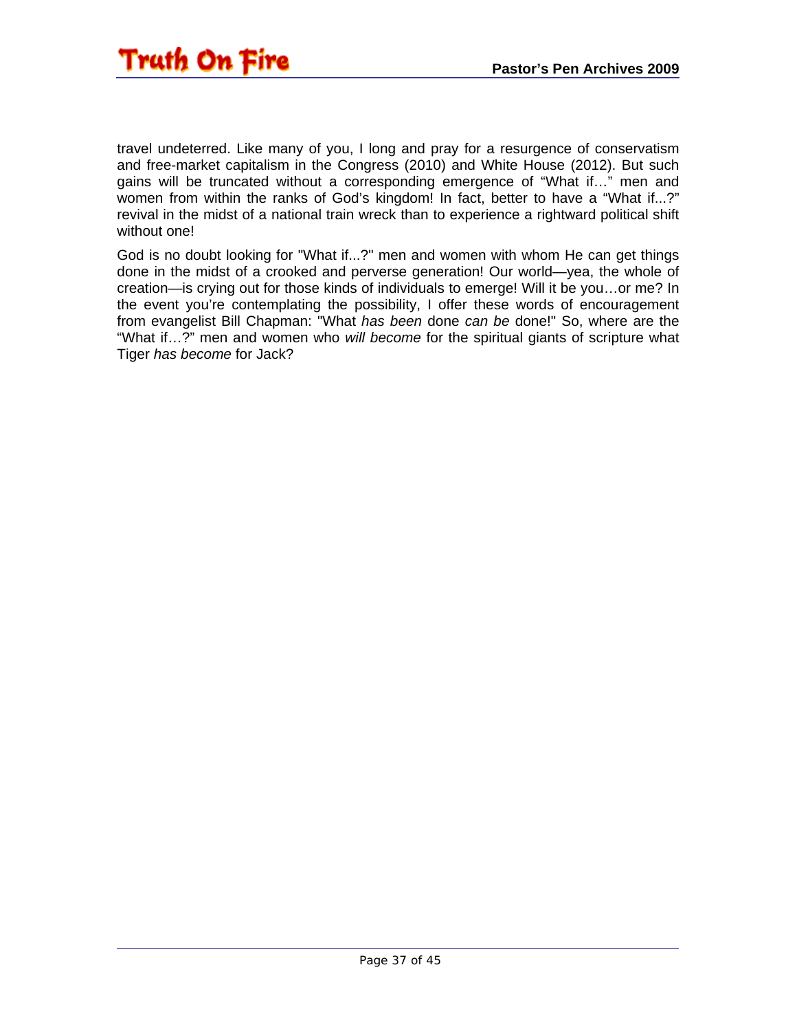travel undeterred. Like many of you, I long and pray for a resurgence of conservatism and free-market capitalism in the Congress (2010) and White House (2012). But such gains will be truncated without a corresponding emergence of “What if…” men and women from within the ranks of God’s kingdom! In fact, better to have a “What if...?” revival in the midst of a national train wreck than to experience a rightward political shift without one!

God is no doubt looking for "What if...?" men and women with whom He can get things done in the midst of a crooked and perverse generation! Our world—yea, the whole of creation—is crying out for those kinds of individuals to emerge! Will it be you…or me? In the event you’re contemplating the possibility, I offer these words of encouragement from evangelist Bill Chapman: "What *has been* done *can be* done!" So, where are the “What if…?” men and women who *will become* for the spiritual giants of scripture what Tiger *has become* for Jack?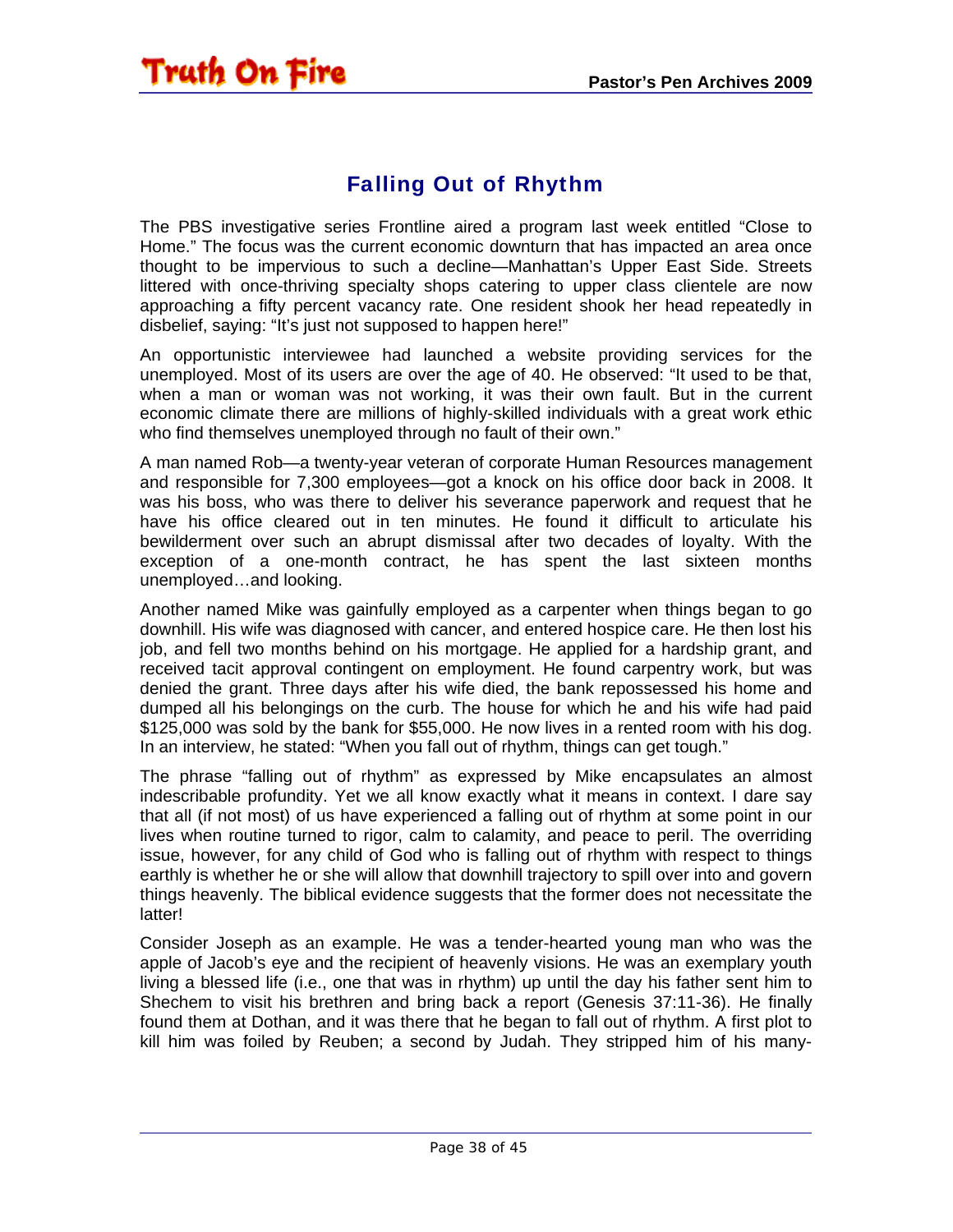## Falling Out of Rhythm

The PBS investigative series Frontline aired a program last week entitled "Close to Home." The focus was the current economic downturn that has impacted an area once thought to be impervious to such a decline—Manhattan's Upper East Side. Streets littered with once-thriving specialty shops catering to upper class clientele are now approaching a fifty percent vacancy rate. One resident shook her head repeatedly in disbelief, saying: "It's just not supposed to happen here!"

An opportunistic interviewee had launched a website providing services for the unemployed. Most of its users are over the age of 40. He observed: "It used to be that, when a man or woman was not working, it was their own fault. But in the current economic climate there are millions of highly-skilled individuals with a great work ethic who find themselves unemployed through no fault of their own."

A man named Rob—a twenty-year veteran of corporate Human Resources management and responsible for 7,300 employees—got a knock on his office door back in 2008. It was his boss, who was there to deliver his severance paperwork and request that he have his office cleared out in ten minutes. He found it difficult to articulate his bewilderment over such an abrupt dismissal after two decades of loyalty. With the exception of a one-month contract, he has spent the last sixteen months unemployed…and looking.

Another named Mike was gainfully employed as a carpenter when things began to go downhill. His wife was diagnosed with cancer, and entered hospice care. He then lost his job, and fell two months behind on his mortgage. He applied for a hardship grant, and received tacit approval contingent on employment. He found carpentry work, but was denied the grant. Three days after his wife died, the bank repossessed his home and dumped all his belongings on the curb. The house for which he and his wife had paid $125,000 was sold by the bank for $55,000. He now lives in a rented room with his dog. In an interview, he stated: "When you fall out of rhythm, things can get tough."

The phrase "falling out of rhythm" as expressed by Mike encapsulates an almost indescribable profundity. Yet we all know exactly what it means in context. I dare say that all (if not most) of us have experienced a falling out of rhythm at some point in our lives when routine turned to rigor, calm to calamity, and peace to peril. The overriding issue, however, for any child of God who is falling out of rhythm with respect to things earthly is whether he or she will allow that downhill trajectory to spill over into and govern things heavenly. The biblical evidence suggests that the former does not necessitate the latter!

Consider Joseph as an example. He was a tender-hearted young man who was the apple of Jacob's eye and the recipient of heavenly visions. He was an exemplary youth living a blessed life (i.e., one that was in rhythm) up until the day his father sent him to Shechem to visit his brethren and bring back a report (Genesis 37:11-36). He finally found them at Dothan, and it was there that he began to fall out of rhythm. A first plot to kill him was foiled by Reuben; a second by Judah. They stripped him of his many-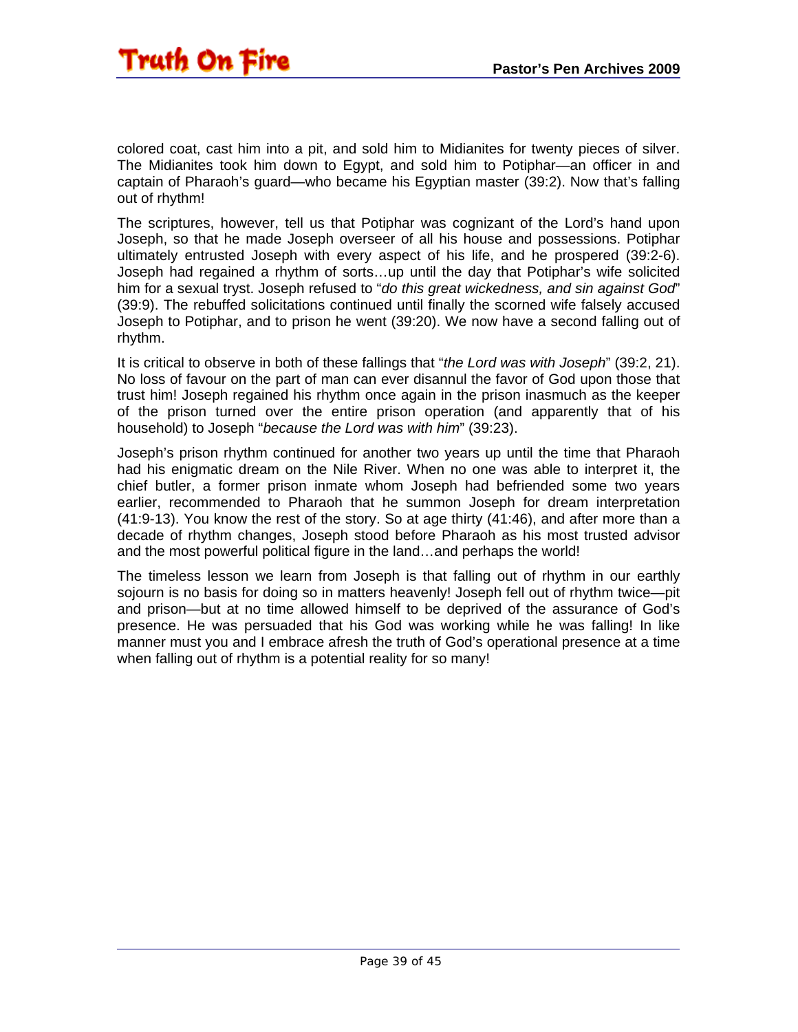colored coat, cast him into a pit, and sold him to Midianites for twenty pieces of silver. The Midianites took him down to Egypt, and sold him to Potiphar—an officer in and captain of Pharaoh's guard—who became his Egyptian master (39:2). Now that's falling out of rhythm!

The scriptures, however, tell us that Potiphar was cognizant of the Lord's hand upon Joseph, so that he made Joseph overseer of all his house and possessions. Potiphar ultimately entrusted Joseph with every aspect of his life, and he prospered (39:2-6). Joseph had regained a rhythm of sorts…up until the day that Potiphar's wife solicited him for a sexual tryst. Joseph refused to "*do this great wickedness, and sin against God*" (39:9). The rebuffed solicitations continued until finally the scorned wife falsely accused Joseph to Potiphar, and to prison he went (39:20). We now have a second falling out of rhythm.

It is critical to observe in both of these fallings that "*the Lord was with Joseph*" (39:2, 21). No loss of favour on the part of man can ever disannul the favor of God upon those that trust him! Joseph regained his rhythm once again in the prison inasmuch as the keeper of the prison turned over the entire prison operation (and apparently that of his household) to Joseph "*because the Lord was with him*" (39:23).

Joseph's prison rhythm continued for another two years up until the time that Pharaoh had his enigmatic dream on the Nile River. When no one was able to interpret it, the chief butler, a former prison inmate whom Joseph had befriended some two years earlier, recommended to Pharaoh that he summon Joseph for dream interpretation (41:9-13). You know the rest of the story. So at age thirty (41:46), and after more than a decade of rhythm changes, Joseph stood before Pharaoh as his most trusted advisor and the most powerful political figure in the land…and perhaps the world!

The timeless lesson we learn from Joseph is that falling out of rhythm in our earthly sojourn is no basis for doing so in matters heavenly! Joseph fell out of rhythm twice—pit and prison—but at no time allowed himself to be deprived of the assurance of God's presence. He was persuaded that his God was working while he was falling! In like manner must you and I embrace afresh the truth of God's operational presence at a time when falling out of rhythm is a potential reality for so many!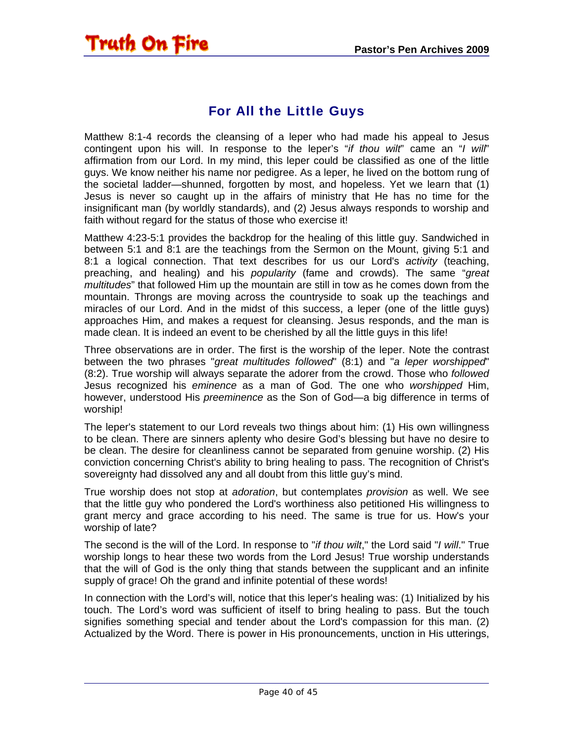## For All the Little Guys

Matthew 8:1-4 records the cleansing of a leper who had made his appeal to Jesus contingent upon his will. In response to the leper's "*if thou wilt*" came an "*I will*" affirmation from our Lord. In my mind, this leper could be classified as one of the little guys. We know neither his name nor pedigree. As a leper, he lived on the bottom rung of the societal ladder—shunned, forgotten by most, and hopeless. Yet we learn that (1) Jesus is never so caught up in the affairs of ministry that He has no time for the insignificant man (by worldly standards), and (2) Jesus always responds to worship and faith without regard for the status of those who exercise it!

Matthew 4:23-5:1 provides the backdrop for the healing of this little guy. Sandwiched in between 5:1 and 8:1 are the teachings from the Sermon on the Mount, giving 5:1 and 8:1 a logical connection. That text describes for us our Lord's *activity* (teaching, preaching, and healing) and his *popularity* (fame and crowds). The same "*great multitudes*" that followed Him up the mountain are still in tow as he comes down from the mountain. Throngs are moving across the countryside to soak up the teachings and miracles of our Lord. And in the midst of this success, a leper (one of the little guys) approaches Him, and makes a request for cleansing. Jesus responds, and the man is made clean. It is indeed an event to be cherished by all the little guys in this life!

Three observations are in order. The first is the worship of the leper. Note the contrast between the two phrases "*great multitudes followed*" (8:1) and "*a leper worshipped*" (8:2). True worship will always separate the adorer from the crowd. Those who *followed* Jesus recognized his *eminence* as a man of God. The one who *worshipped* Him, however, understood His *preeminence* as the Son of God—a big difference in terms of worship!

The leper's statement to our Lord reveals two things about him: (1) His own willingness to be clean. There are sinners aplenty who desire God's blessing but have no desire to be clean. The desire for cleanliness cannot be separated from genuine worship. (2) His conviction concerning Christ's ability to bring healing to pass. The recognition of Christ's sovereignty had dissolved any and all doubt from this little guy's mind.

True worship does not stop at *adoration*, but contemplates *provision* as well. We see that the little guy who pondered the Lord's worthiness also petitioned His willingness to grant mercy and grace according to his need. The same is true for us. How's your worship of late?

The second is the will of the Lord. In response to "*if thou wilt*," the Lord said "*I will*." True worship longs to hear these two words from the Lord Jesus! True worship understands that the will of God is the only thing that stands between the supplicant and an infinite supply of grace! Oh the grand and infinite potential of these words!

In connection with the Lord's will, notice that this leper's healing was: (1) Initialized by his touch. The Lord's word was sufficient of itself to bring healing to pass. But the touch signifies something special and tender about the Lord's compassion for this man. (2) Actualized by the Word. There is power in His pronouncements, unction in His utterings,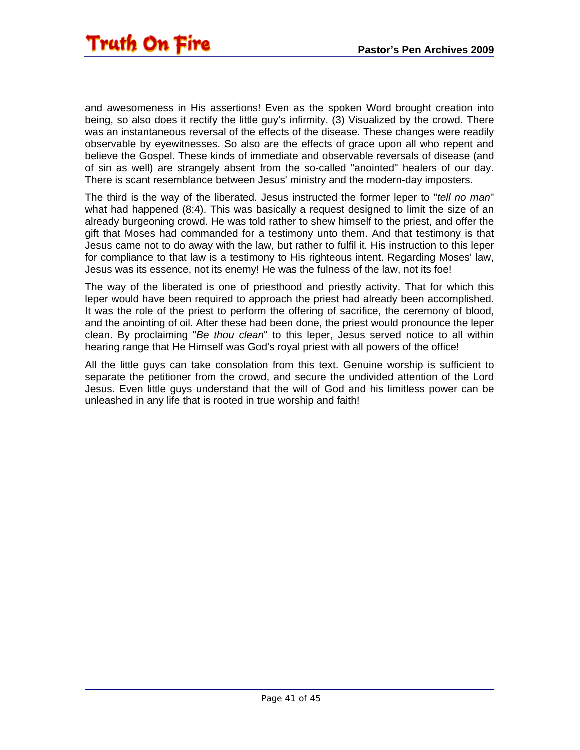and awesomeness in His assertions! Even as the spoken Word brought creation into being, so also does it rectify the little guy's infirmity. (3) Visualized by the crowd. There was an instantaneous reversal of the effects of the disease. These changes were readily observable by eyewitnesses. So also are the effects of grace upon all who repent and believe the Gospel. These kinds of immediate and observable reversals of disease (and of sin as well) are strangely absent from the so-called "anointed" healers of our day. There is scant resemblance between Jesus' ministry and the modern-day imposters.

The third is the way of the liberated. Jesus instructed the former leper to "*tell no man*" what had happened (8:4). This was basically a request designed to limit the size of an already burgeoning crowd. He was told rather to shew himself to the priest, and offer the gift that Moses had commanded for a testimony unto them. And that testimony is that Jesus came not to do away with the law, but rather to fulfil it. His instruction to this leper for compliance to that law is a testimony to His righteous intent. Regarding Moses' law, Jesus was its essence, not its enemy! He was the fulness of the law, not its foe!

The way of the liberated is one of priesthood and priestly activity. That for which this leper would have been required to approach the priest had already been accomplished. It was the role of the priest to perform the offering of sacrifice, the ceremony of blood, and the anointing of oil. After these had been done, the priest would pronounce the leper clean. By proclaiming "*Be thou clean*" to this leper, Jesus served notice to all within hearing range that He Himself was God's royal priest with all powers of the office!

All the little guys can take consolation from this text. Genuine worship is sufficient to separate the petitioner from the crowd, and secure the undivided attention of the Lord Jesus. Even little guys understand that the will of God and his limitless power can be unleashed in any life that is rooted in true worship and faith!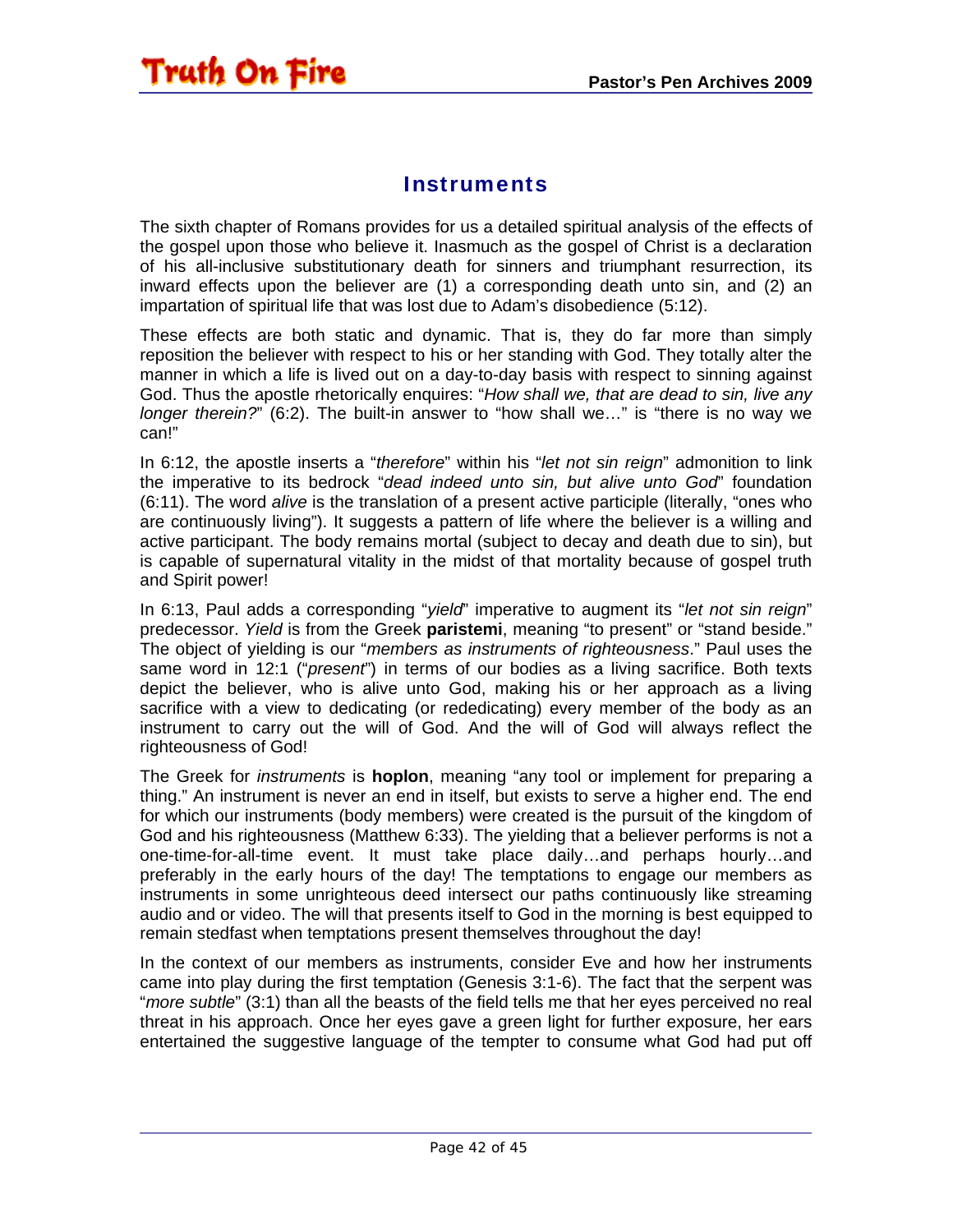## Instruments

The sixth chapter of Romans provides for us a detailed spiritual analysis of the effects of the gospel upon those who believe it. Inasmuch as the gospel of Christ is a declaration of his all-inclusive substitutionary death for sinners and triumphant resurrection, its inward effects upon the believer are (1) a corresponding death unto sin, and (2) an impartation of spiritual life that was lost due to Adam's disobedience (5:12).

These effects are both static and dynamic. That is, they do far more than simply reposition the believer with respect to his or her standing with God. They totally alter the manner in which a life is lived out on a day-to-day basis with respect to sinning against God. Thus the apostle rhetorically enquires: "*How shall we, that are dead to sin, live any longer therein?*" (6:2). The built-in answer to "how shall we…" is "there is no way we can!"

In 6:12, the apostle inserts a "*therefore*" within his "*let not sin reign*" admonition to link the imperative to its bedrock "*dead indeed unto sin, but alive unto God*" foundation (6:11). The word *alive* is the translation of a present active participle (literally, "ones who are continuously living"). It suggests a pattern of life where the believer is a willing and active participant. The body remains mortal (subject to decay and death due to sin), but is capable of supernatural vitality in the midst of that mortality because of gospel truth and Spirit power!

In 6:13, Paul adds a corresponding "*yield*" imperative to augment its "*let not sin reign*" predecessor. *Yield* is from the Greek **paristemi**, meaning "to present" or "stand beside." The object of yielding is our "*members as instruments of righteousness*." Paul uses the same word in 12:1 ("*present*") in terms of our bodies as a living sacrifice. Both texts depict the believer, who is alive unto God, making his or her approach as a living sacrifice with a view to dedicating (or rededicating) every member of the body as an instrument to carry out the will of God. And the will of God will always reflect the righteousness of God!

The Greek for *instruments* is **hoplon**, meaning "any tool or implement for preparing a thing." An instrument is never an end in itself, but exists to serve a higher end. The end for which our instruments (body members) were created is the pursuit of the kingdom of God and his righteousness (Matthew 6:33). The yielding that a believer performs is not a one-time-for-all-time event. It must take place daily…and perhaps hourly…and preferably in the early hours of the day! The temptations to engage our members as instruments in some unrighteous deed intersect our paths continuously like streaming audio and or video. The will that presents itself to God in the morning is best equipped to remain stedfast when temptations present themselves throughout the day!

In the context of our members as instruments, consider Eve and how her instruments came into play during the first temptation (Genesis 3:1-6). The fact that the serpent was "*more subtle*" (3:1) than all the beasts of the field tells me that her eyes perceived no real threat in his approach. Once her eyes gave a green light for further exposure, her ears entertained the suggestive language of the tempter to consume what God had put off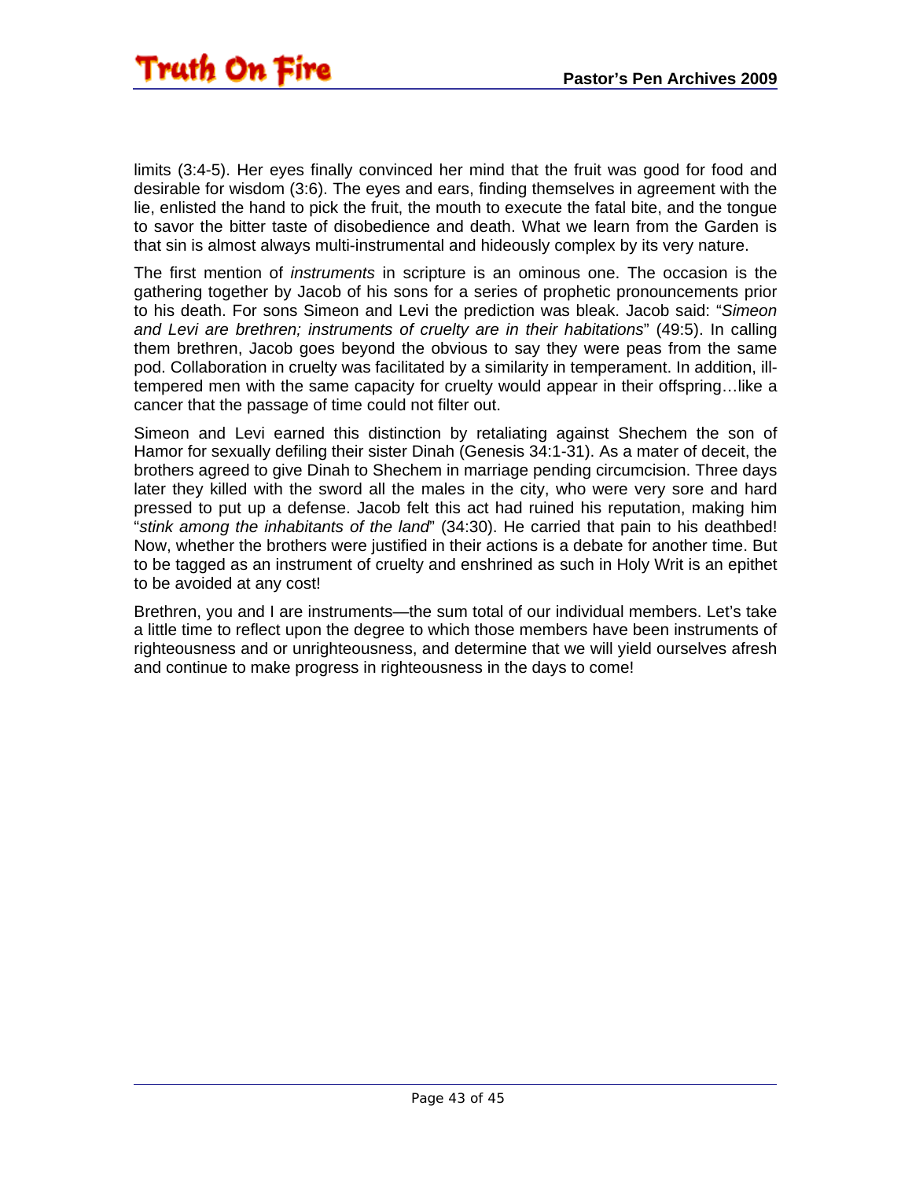limits (3:4-5). Her eyes finally convinced her mind that the fruit was good for food and desirable for wisdom (3:6). The eyes and ears, finding themselves in agreement with the lie, enlisted the hand to pick the fruit, the mouth to execute the fatal bite, and the tongue to savor the bitter taste of disobedience and death. What we learn from the Garden is that sin is almost always multi-instrumental and hideously complex by its very nature.

The first mention of *instruments* in scripture is an ominous one. The occasion is the gathering together by Jacob of his sons for a series of prophetic pronouncements prior to his death. For sons Simeon and Levi the prediction was bleak. Jacob said: "*Simeon and Levi are brethren; instruments of cruelty are in their habitations*" (49:5). In calling them brethren, Jacob goes beyond the obvious to say they were peas from the same pod. Collaboration in cruelty was facilitated by a similarity in temperament. In addition, ill-tempered men with the same capacity for cruelty would appear in their offspring…like a cancer that the passage of time could not filter out.

Simeon and Levi earned this distinction by retaliating against Shechem the son of Hamor for sexually defiling their sister Dinah (Genesis 34:1-31). As a mater of deceit, the brothers agreed to give Dinah to Shechem in marriage pending circumcision. Three days later they killed with the sword all the males in the city, who were very sore and hard pressed to put up a defense. Jacob felt this act had ruined his reputation, making him "*stink among the inhabitants of the land*" (34:30). He carried that pain to his deathbed! Now, whether the brothers were justified in their actions is a debate for another time. But to be tagged as an instrument of cruelty and enshrined as such in Holy Writ is an epithet to be avoided at any cost!

Brethren, you and I are instruments—the sum total of our individual members. Let's take a little time to reflect upon the degree to which those members have been instruments of righteousness and or unrighteousness, and determine that we will yield ourselves afresh and continue to make progress in righteousness in the days to come!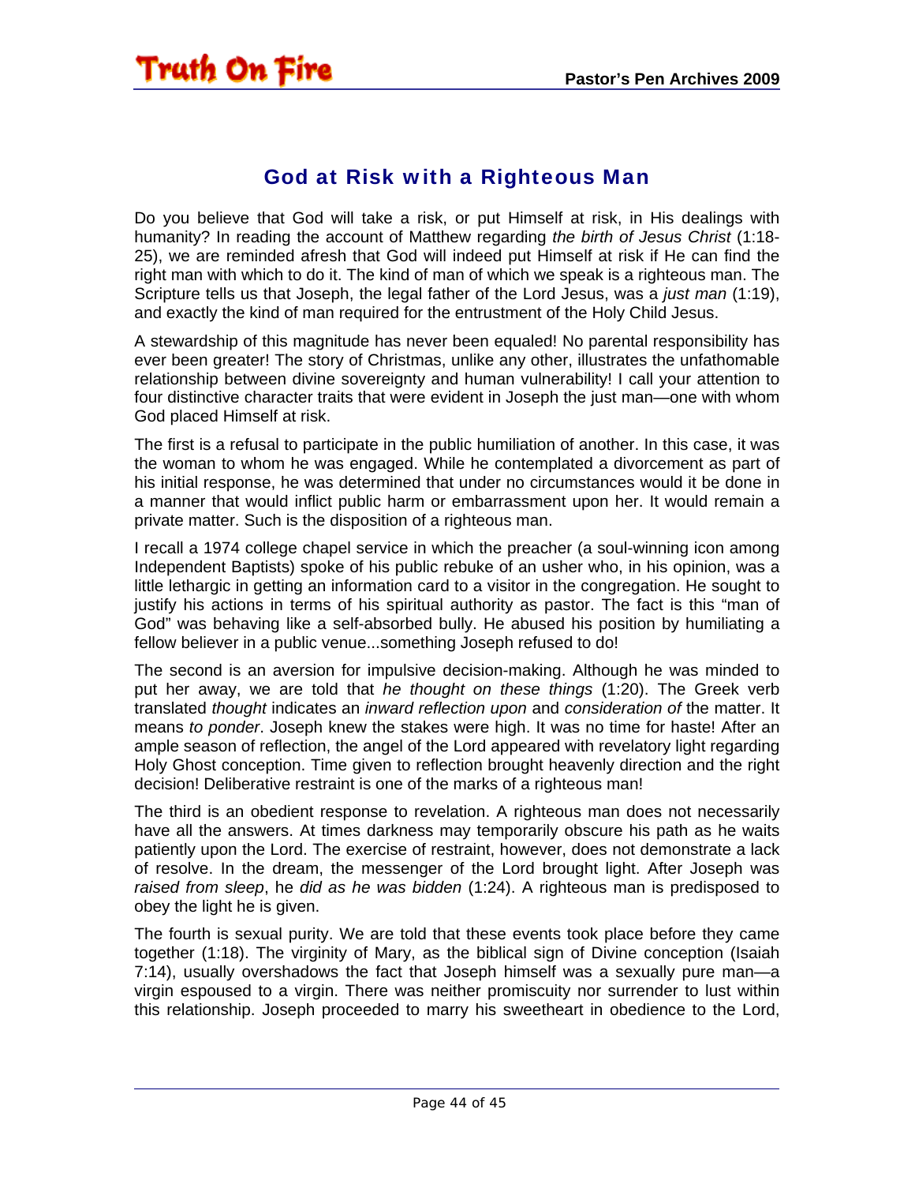## God at Risk with a Righteous Man

Do you believe that God will take a risk, or put Himself at risk, in His dealings with humanity? In reading the account of Matthew regarding *the birth of Jesus Christ* (1:18-25), we are reminded afresh that God will indeed put Himself at risk if He can find the right man with which to do it. The kind of man of which we speak is a righteous man. The Scripture tells us that Joseph, the legal father of the Lord Jesus, was a *just man* (1:19), and exactly the kind of man required for the entrustment of the Holy Child Jesus.

A stewardship of this magnitude has never been equaled! No parental responsibility has ever been greater! The story of Christmas, unlike any other, illustrates the unfathomable relationship between divine sovereignty and human vulnerability! I call your attention to four distinctive character traits that were evident in Joseph the just man—one with whom God placed Himself at risk.

The first is a refusal to participate in the public humiliation of another. In this case, it was the woman to whom he was engaged. While he contemplated a divorcement as part of his initial response, he was determined that under no circumstances would it be done in a manner that would inflict public harm or embarrassment upon her. It would remain a private matter. Such is the disposition of a righteous man.

I recall a 1974 college chapel service in which the preacher (a soul-winning icon among Independent Baptists) spoke of his public rebuke of an usher who, in his opinion, was a little lethargic in getting an information card to a visitor in the congregation. He sought to justify his actions in terms of his spiritual authority as pastor. The fact is this "man of God" was behaving like a self-absorbed bully. He abused his position by humiliating a fellow believer in a public venue...something Joseph refused to do!

The second is an aversion for impulsive decision-making. Although he was minded to put her away, we are told that *he thought on these things* (1:20). The Greek verb translated *thought* indicates an *inward reflection upon* and *consideration of* the matter. It means *to ponder*. Joseph knew the stakes were high. It was no time for haste! After an ample season of reflection, the angel of the Lord appeared with revelatory light regarding Holy Ghost conception. Time given to reflection brought heavenly direction and the right decision! Deliberative restraint is one of the marks of a righteous man!

The third is an obedient response to revelation. A righteous man does not necessarily have all the answers. At times darkness may temporarily obscure his path as he waits patiently upon the Lord. The exercise of restraint, however, does not demonstrate a lack of resolve. In the dream, the messenger of the Lord brought light. After Joseph was *raised from sleep*, he *did as he was bidden* (1:24). A righteous man is predisposed to obey the light he is given.

The fourth is sexual purity. We are told that these events took place before they came together (1:18). The virginity of Mary, as the biblical sign of Divine conception (Isaiah 7:14), usually overshadows the fact that Joseph himself was a sexually pure man—a virgin espoused to a virgin. There was neither promiscuity nor surrender to lust within this relationship. Joseph proceeded to marry his sweetheart in obedience to the Lord,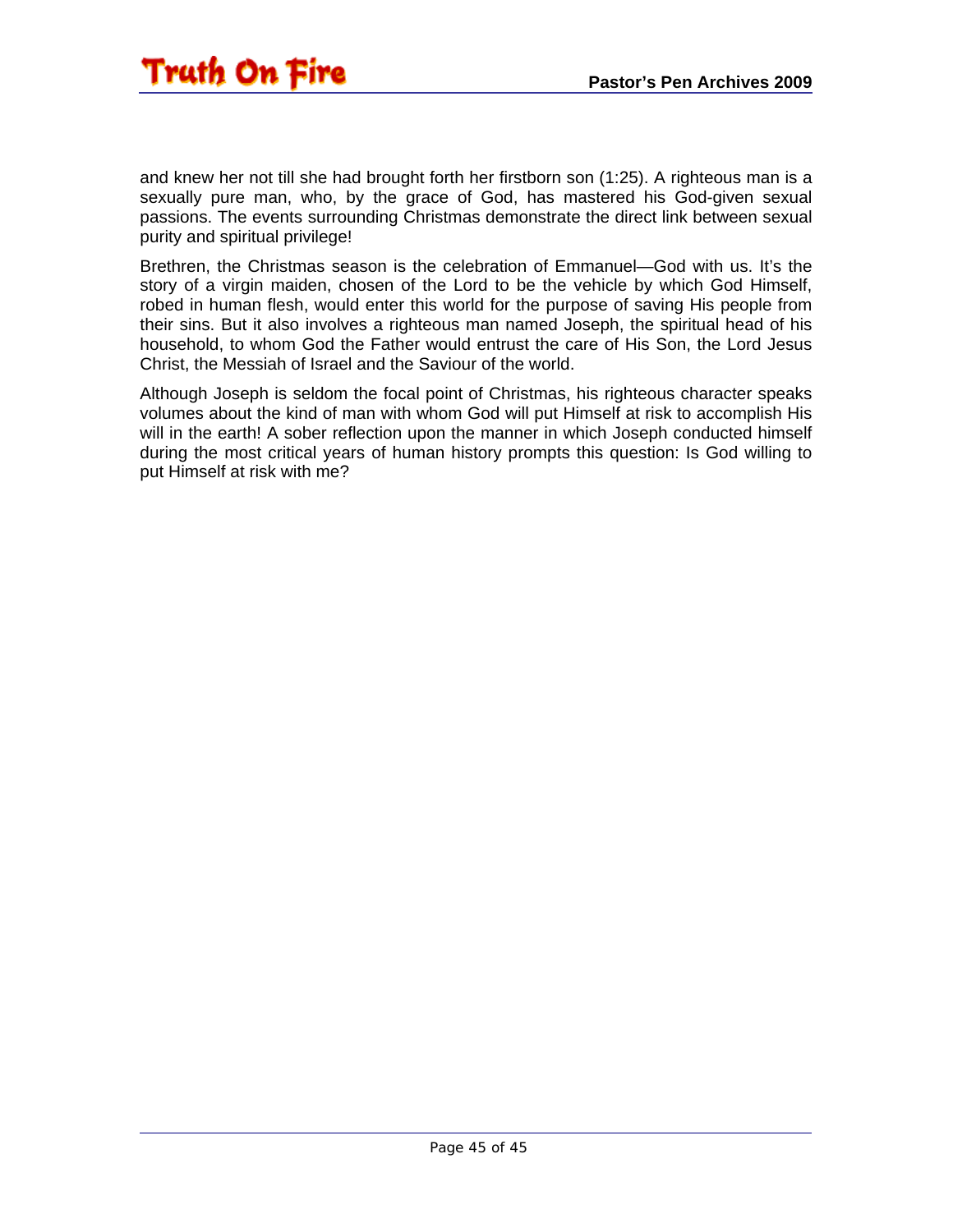and knew her not till she had brought forth her firstborn son (1:25). A righteous man is a sexually pure man, who, by the grace of God, has mastered his God-given sexual passions. The events surrounding Christmas demonstrate the direct link between sexual purity and spiritual privilege!

Brethren, the Christmas season is the celebration of Emmanuel—God with us. It's the story of a virgin maiden, chosen of the Lord to be the vehicle by which God Himself, robed in human flesh, would enter this world for the purpose of saving His people from their sins. But it also involves a righteous man named Joseph, the spiritual head of his household, to whom God the Father would entrust the care of His Son, the Lord Jesus Christ, the Messiah of Israel and the Saviour of the world.

Although Joseph is seldom the focal point of Christmas, his righteous character speaks volumes about the kind of man with whom God will put Himself at risk to accomplish His will in the earth! A sober reflection upon the manner in which Joseph conducted himself during the most critical years of human history prompts this question: Is God willing to put Himself at risk with me?